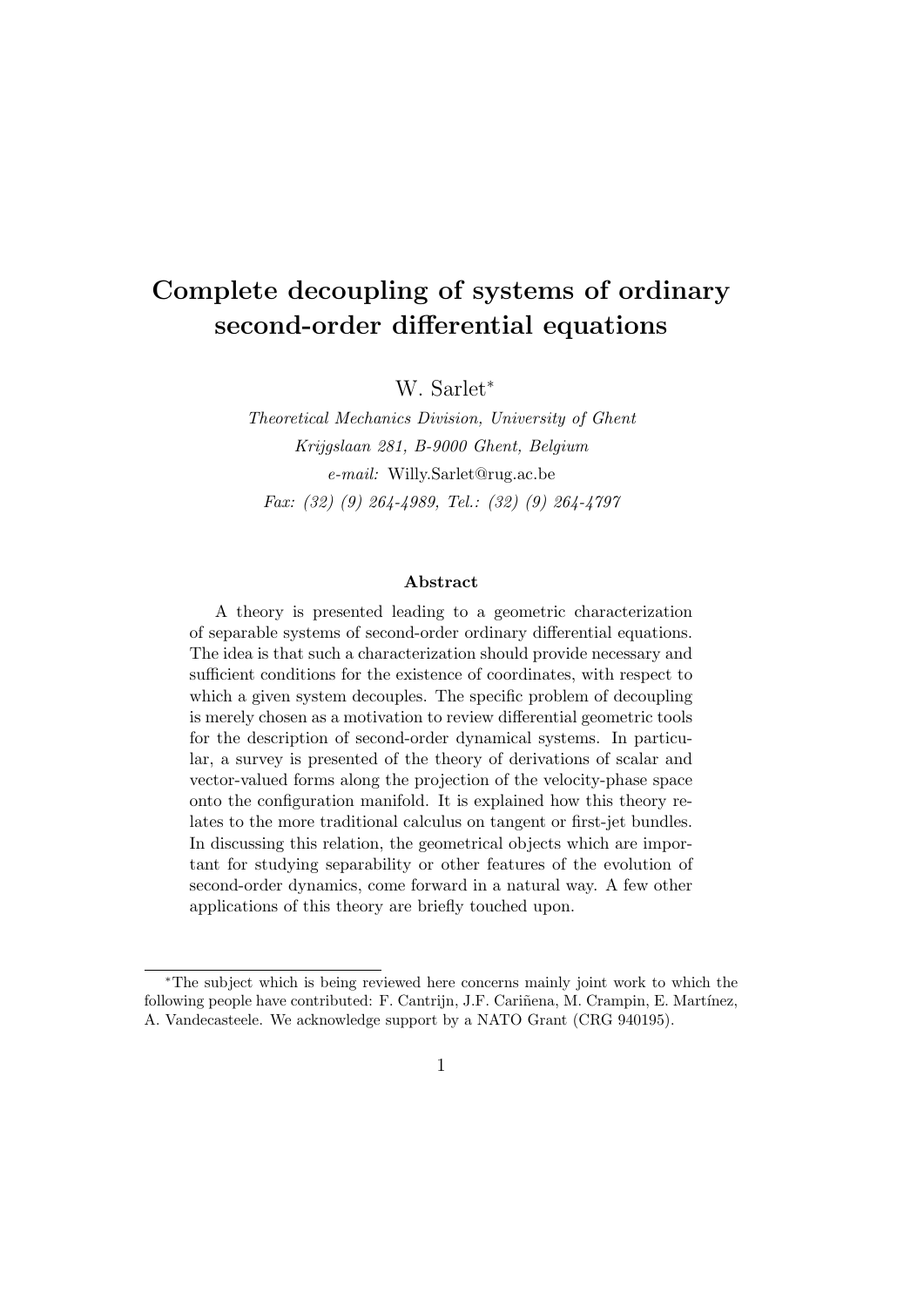# Complete decoupling of systems of ordinary second-order differential equations

W. Sarlet*

*Theoretical Mechanics Division, University of Ghent*
*Krijgslaan 281, B-9000 Ghent, Belgium*
*e-mail:* Willy.Sarlet@rug.ac.be
*Fax: (32) (9) 264-4989, Tel.: (32) (9) 264-4797*

### Abstract

A theory is presented leading to a geometric characterization of separable systems of second-order ordinary differential equations. The idea is that such a characterization should provide necessary and sufficient conditions for the existence of coordinates, with respect to which a given system decouples. The specific problem of decoupling is merely chosen as a motivation to review differential geometric tools for the description of second-order dynamical systems. In particular, a survey is presented of the theory of derivations of scalar and vector-valued forms along the projection of the velocity-phase space onto the configuration manifold. It is explained how this theory relates to the more traditional calculus on tangent or first-jet bundles. In discussing this relation, the geometrical objects which are important for studying separability or other features of the evolution of second-order dynamics, come forward in a natural way. A few other applications of this theory are briefly touched upon.

---

*The subject which is being reviewed here concerns mainly joint work to which the following people have contributed: F. Cantrijn, J.F. Cariñena, M. Crampin, E. Martínez, A. Vandecasteele. We acknowledge support by a NATO Grant (CRG 940195).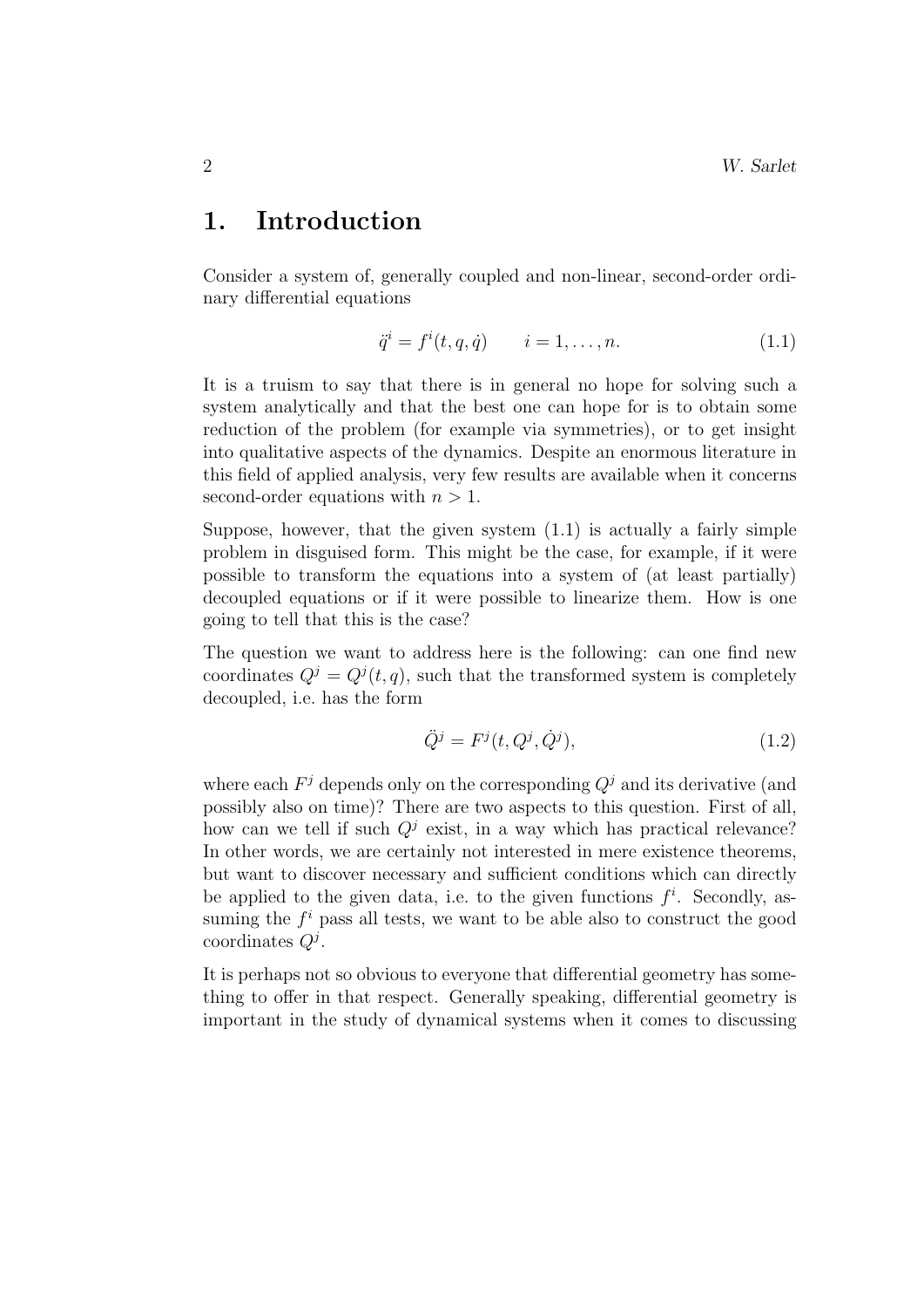# 1. Introduction

Consider a system of, generally coupled and non-linear, second-order ordinary differential equations

$$\ddot{q}^i = f^i(t, q, \dot{q}) \qquad i = 1, \ldots, n. \tag{1.1}$$

It is a truism to say that there is in general no hope for solving such a system analytically and that the best one can hope for is to obtain some reduction of the problem (for example via symmetries), or to get insight into qualitative aspects of the dynamics. Despite an enormous literature in this field of applied analysis, very few results are available when it concerns second-order equations with $n > 1$.

Suppose, however, that the given system (1.1) is actually a fairly simple problem in disguised form. This might be the case, for example, if it were possible to transform the equations into a system of (at least partially) decoupled equations or if it were possible to linearize them. How is one going to tell that this is the case?

The question we want to address here is the following: can one find new coordinates $Q^j = Q^j(t, q)$, such that the transformed system is completely decoupled, i.e. has the form

$$\ddot{Q}^j = F^j(t, Q^j, \dot{Q}^j), \tag{1.2}$$

where each $F^j$ depends only on the corresponding $Q^j$ and its derivative (and possibly also on time)? There are two aspects to this question. First of all, how can we tell if such $Q^j$ exist, in a way which has practical relevance? In other words, we are certainly not interested in mere existence theorems, but want to discover necessary and sufficient conditions which can directly be applied to the given data, i.e. to the given functions $f^i$. Secondly, assuming the $f^i$ pass all tests, we want to be able also to construct the good coordinates $Q^j$.

It is perhaps not so obvious to everyone that differential geometry has something to offer in that respect. Generally speaking, differential geometry is important in the study of dynamical systems when it comes to discussing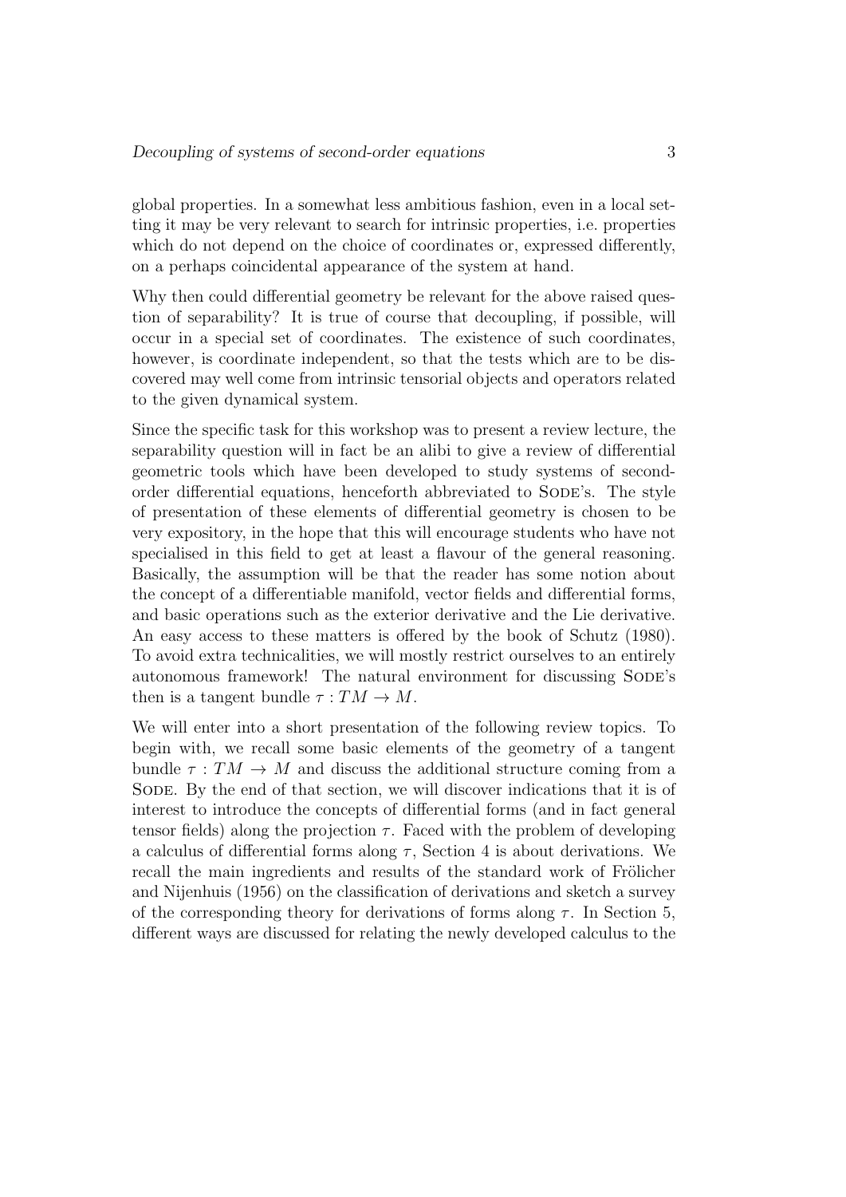global properties. In a somewhat less ambitious fashion, even in a local setting it may be very relevant to search for intrinsic properties, i.e. properties which do not depend on the choice of coordinates or, expressed differently, on a perhaps coincidental appearance of the system at hand.

Why then could differential geometry be relevant for the above raised question of separability? It is true of course that decoupling, if possible, will occur in a special set of coordinates. The existence of such coordinates, however, is coordinate independent, so that the tests which are to be discovered may well come from intrinsic tensorial objects and operators related to the given dynamical system.

Since the specific task for this workshop was to present a review lecture, the separability question will in fact be an alibi to give a review of differential geometric tools which have been developed to study systems of second-order differential equations, henceforth abbreviated to Sode's. The style of presentation of these elements of differential geometry is chosen to be very expository, in the hope that this will encourage students who have not specialised in this field to get at least a flavour of the general reasoning. Basically, the assumption will be that the reader has some notion about the concept of a differentiable manifold, vector fields and differential forms, and basic operations such as the exterior derivative and the Lie derivative. An easy access to these matters is offered by the book of Schutz (1980). To avoid extra technicalities, we will mostly restrict ourselves to an entirely autonomous framework! The natural environment for discussing Sode's then is a tangent bundle $\tau : TM \to M$.

We will enter into a short presentation of the following review topics. To begin with, we recall some basic elements of the geometry of a tangent bundle $\tau : TM \to M$ and discuss the additional structure coming from a Sode. By the end of that section, we will discover indications that it is of interest to introduce the concepts of differential forms (and in fact general tensor fields) along the projection $\tau$. Faced with the problem of developing a calculus of differential forms along $\tau$, Section 4 is about derivations. We recall the main ingredients and results of the standard work of Frölicher and Nijenhuis (1956) on the classification of derivations and sketch a survey of the corresponding theory for derivations of forms along $\tau$. In Section 5, different ways are discussed for relating the newly developed calculus to the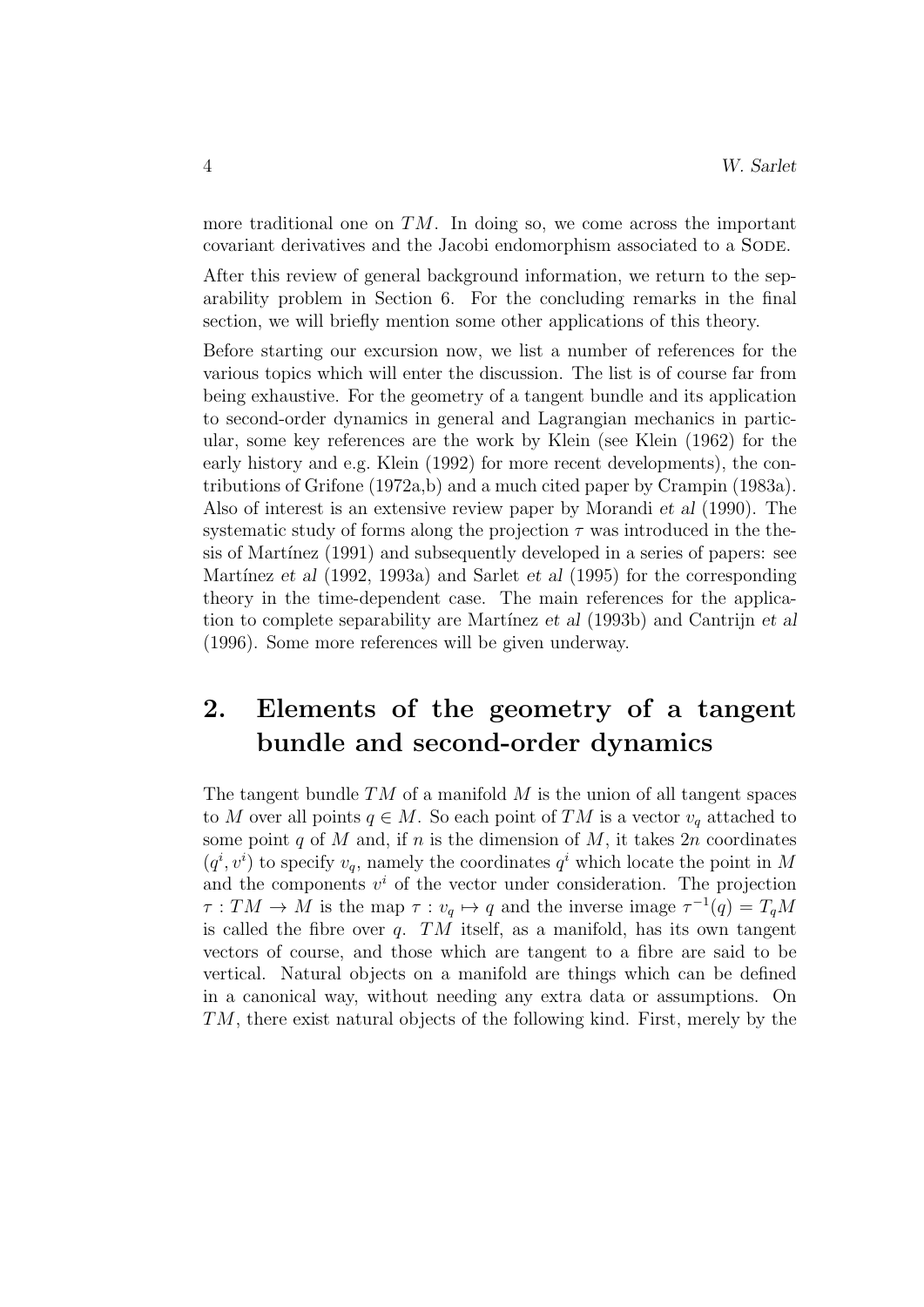more traditional one on $TM$. In doing so, we come across the important covariant derivatives and the Jacobi endomorphism associated to a SODE.

After this review of general background information, we return to the separability problem in Section 6. For the concluding remarks in the final section, we will briefly mention some other applications of this theory.

Before starting our excursion now, we list a number of references for the various topics which will enter the discussion. The list is of course far from being exhaustive. For the geometry of a tangent bundle and its application to second-order dynamics in general and Lagrangian mechanics in particular, some key references are the work by Klein (see Klein (1962) for the early history and e.g. Klein (1992) for more recent developments), the contributions of Grifone (1972a,b) and a much cited paper by Crampin (1983a). Also of interest is an extensive review paper by Morandi *et al* (1990). The systematic study of forms along the projection $\tau$ was introduced in the thesis of Martínez (1991) and subsequently developed in a series of papers: see Martínez *et al* (1992, 1993a) and Sarlet *et al* (1995) for the corresponding theory in the time-dependent case. The main references for the application to complete separability are Martínez *et al* (1993b) and Cantrijn *et al* (1996). Some more references will be given underway.

## 2. Elements of the geometry of a tangent bundle and second-order dynamics

The tangent bundle $TM$ of a manifold $M$ is the union of all tangent spaces to $M$ over all points $q \in M$. So each point of $TM$ is a vector $v_q$ attached to some point $q$ of $M$ and, if $n$ is the dimension of $M$, it takes $2n$ coordinates $(q^i, v^i)$ to specify $v_q$, namely the coordinates $q^i$ which locate the point in $M$ and the components $v^i$ of the vector under consideration. The projection $\tau : TM \to M$ is the map $\tau : v_q \mapsto q$ and the inverse image $\tau^{-1}(q) = T_qM$ is called the fibre over $q$. $TM$ itself, as a manifold, has its own tangent vectors of course, and those which are tangent to a fibre are said to be vertical. Natural objects on a manifold are things which can be defined in a canonical way, without needing any extra data or assumptions. On $TM$, there exist natural objects of the following kind. First, merely by the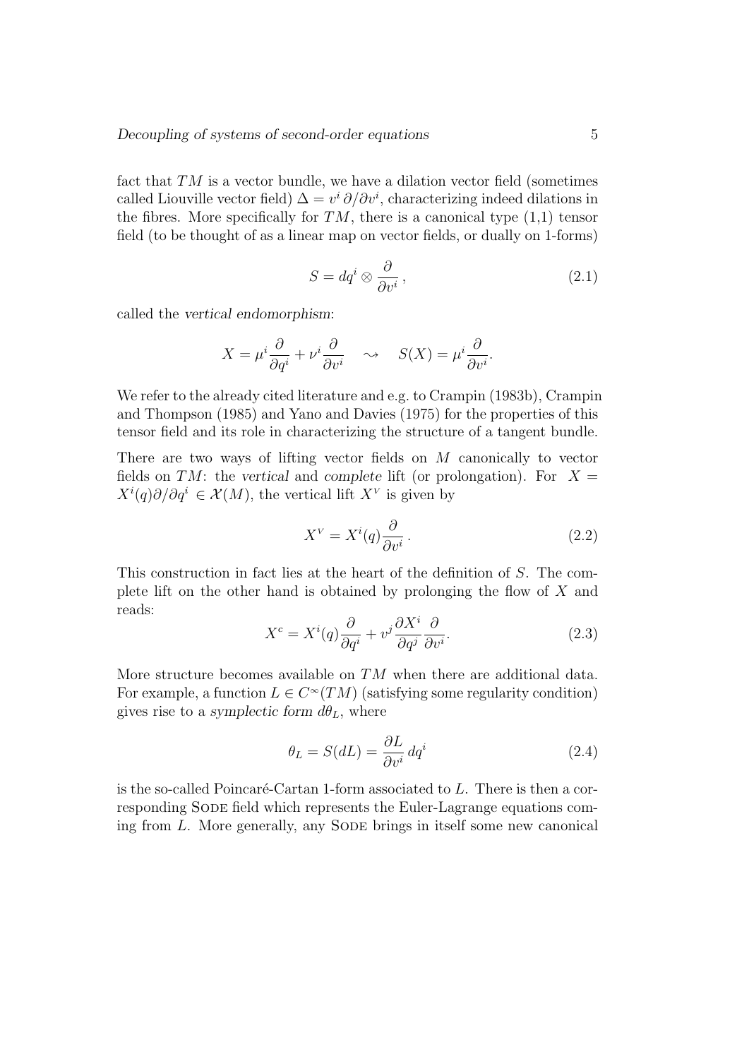fact that $TM$ is a vector bundle, we have a dilation vector field (sometimes called Liouville vector field) $\Delta = v^i \, \partial/\partial v^i$, characterizing indeed dilations in the fibres. More specifically for $TM$, there is a canonical type (1,1) tensor field (to be thought of as a linear map on vector fields, or dually on 1-forms)

$$S = dq^i \otimes \frac{\partial}{\partial v^i}\,, \tag{2.1}$$

called the *vertical endomorphism*:

$$X = \mu^i \frac{\partial}{\partial q^i} + \nu^i \frac{\partial}{\partial v^i} \quad \rightsquigarrow \quad S(X) = \mu^i \frac{\partial}{\partial v^i}.$$

We refer to the already cited literature and e.g. to Crampin (1983b), Crampin and Thompson (1985) and Yano and Davies (1975) for the properties of this tensor field and its role in characterizing the structure of a tangent bundle.

There are two ways of lifting vector fields on $M$ canonically to vector fields on $TM$: the *vertical* and *complete* lift (or prolongation). For $X = X^i(q)\partial/\partial q^i \in \mathcal{X}(M)$, the vertical lift $X^V$ is given by

$$X^V = X^i(q) \frac{\partial}{\partial v^i}\,. \tag{2.2}$$

This construction in fact lies at the heart of the definition of $S$. The complete lift on the other hand is obtained by prolonging the flow of $X$ and reads:

$$X^c = X^i(q) \frac{\partial}{\partial q^i} + v^j \frac{\partial X^i}{\partial q^j} \frac{\partial}{\partial v^i}. \tag{2.3}$$

More structure becomes available on $TM$ when there are additional data. For example, a function $L \in C^\infty(TM)$ (satisfying some regularity condition) gives rise to a *symplectic form* $d\theta_L$, where

$$\theta_L = S(dL) = \frac{\partial L}{\partial v^i}\, dq^i \tag{2.4}$$

is the so-called Poincaré-Cartan 1-form associated to $L$. There is then a corresponding SODE field which represents the Euler-Lagrange equations coming from $L$. More generally, any SODE brings in itself some new canonical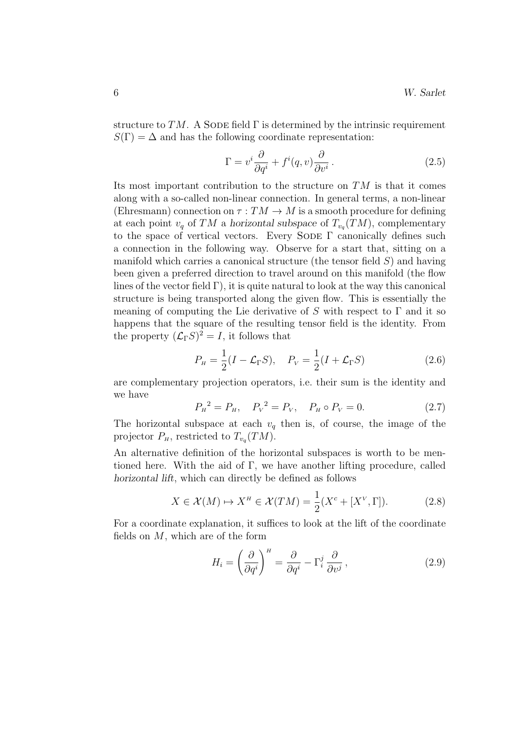structure to $TM$. A SODE field $\Gamma$ is determined by the intrinsic requirement $S(\Gamma) = \Delta$ and has the following coordinate representation:

$$\Gamma = v^i \frac{\partial}{\partial q^i} + f^i(q,v) \frac{\partial}{\partial v^i} \,. \tag{2.5}$$

Its most important contribution to the structure on $TM$ is that it comes along with a so-called non-linear connection. In general terms, a non-linear (Ehresmann) connection on $\tau : TM \to M$ is a smooth procedure for defining at each point $v_q$ of $TM$ a *horizontal subspace* of $T_{v_q}(TM)$, complementary to the space of vertical vectors. Every SODE $\Gamma$ canonically defines such a connection in the following way. Observe for a start that, sitting on a manifold which carries a canonical structure (the tensor field $S$) and having been given a preferred direction to travel around on this manifold (the flow lines of the vector field $\Gamma$), it is quite natural to look at the way this canonical structure is being transported along the given flow. This is essentially the meaning of computing the Lie derivative of $S$ with respect to $\Gamma$ and it so happens that the square of the resulting tensor field is the identity. From the property $(\mathcal{L}_\Gamma S)^2 = I$, it follows that

$$P_{\scriptscriptstyle H} = \frac{1}{2}(I - \mathcal{L}_\Gamma S), \quad P_{\scriptscriptstyle V} = \frac{1}{2}(I + \mathcal{L}_\Gamma S) \tag{2.6}$$

are complementary projection operators, i.e. their sum is the identity and we have

$$P_{\scriptscriptstyle H}{}^2 = P_{\scriptscriptstyle H}, \quad P_{\scriptscriptstyle V}{}^2 = P_{\scriptscriptstyle V}, \quad P_{\scriptscriptstyle H} \circ P_{\scriptscriptstyle V} = 0. \tag{2.7}$$

The horizontal subspace at each $v_q$ then is, of course, the image of the projector $P_{\scriptscriptstyle H}$, restricted to $T_{v_q}(TM)$.

An alternative definition of the horizontal subspaces is worth to be mentioned here. With the aid of $\Gamma$, we have another lifting procedure, called *horizontal lift*, which can directly be defined as follows

$$X \in \mathcal{X}(M) \mapsto X^{\scriptscriptstyle H} \in \mathcal{X}(TM) = \frac{1}{2}(X^c + [X^{\scriptscriptstyle V}, \Gamma]). \tag{2.8}$$

For a coordinate explanation, it suffices to look at the lift of the coordinate fields on $M$, which are of the form

$$H_i = \left(\frac{\partial}{\partial q^i}\right)^{\scriptscriptstyle H} = \frac{\partial}{\partial q^i} - \Gamma^j_i \, \frac{\partial}{\partial v^j} \,, \tag{2.9}$$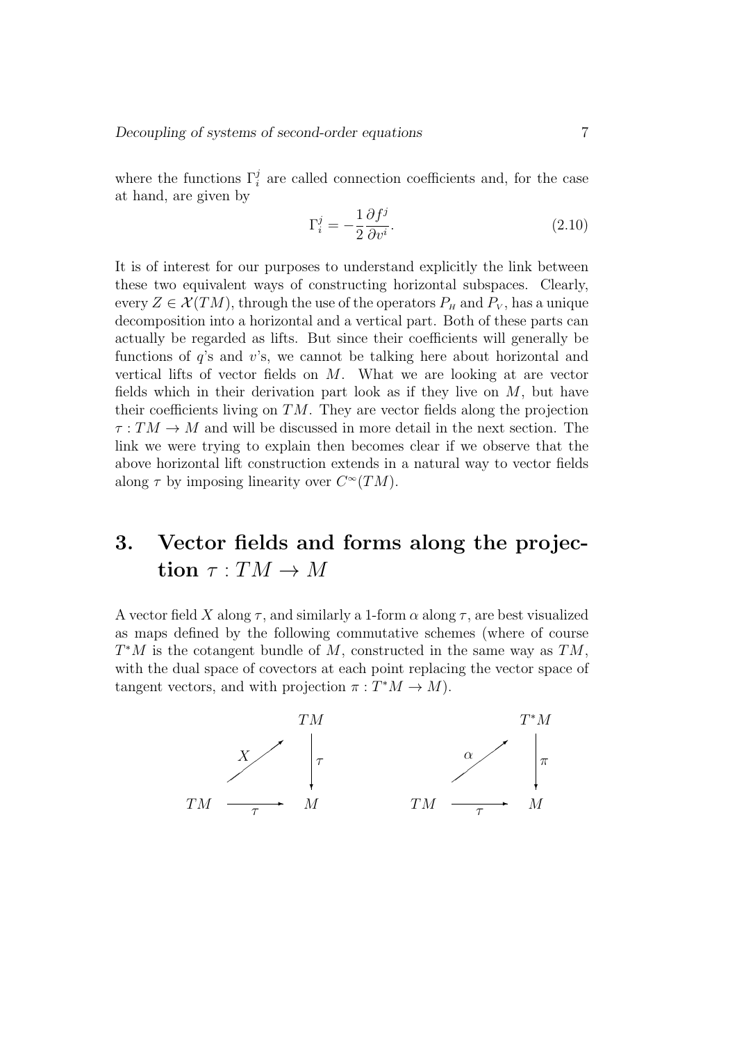where the functions $\Gamma_i^j$ are called connection coefficients and, for the case at hand, are given by

$$\Gamma_i^j = -\frac{1}{2}\frac{\partial f^j}{\partial v^i}. \tag{2.10}$$

It is of interest for our purposes to understand explicitly the link between these two equivalent ways of constructing horizontal subspaces. Clearly, every $Z \in \mathcal{X}(TM)$, through the use of the operators $P_H$ and $P_V$, has a unique decomposition into a horizontal and a vertical part. Both of these parts can actually be regarded as lifts. But since their coefficients will generally be functions of $q$'s and $v$'s, we cannot be talking here about horizontal and vertical lifts of vector fields on $M$. What we are looking at are vector fields which in their derivation part look as if they live on $M$, but have their coefficients living on $TM$. They are vector fields along the projection $\tau : TM \to M$ and will be discussed in more detail in the next section. The link we were trying to explain then becomes clear if we observe that the above horizontal lift construction extends in a natural way to vector fields along $\tau$ by imposing linearity over $C^\infty(TM)$.

# 3. Vector fields and forms along the projection $\tau : TM \to M$

A vector field $X$ along $\tau$, and similarly a 1-form $\alpha$ along $\tau$, are best visualized as maps defined by the following commutative schemes (where of course $T^*M$ is the cotangent bundle of $M$, constructed in the same way as $TM$, with the dual space of covectors at each point replacing the vector space of tangent vectors, and with projection $\pi : T^*M \to M$).

$$\begin{array}{ccc} & & TM \\ & \overset{X}{\nearrow} & \big\downarrow \tau \\ TM & \xrightarrow[\tau]{} & M \end{array} \qquad\qquad \begin{array}{ccc} & & T^*M \\ & \overset{\alpha}{\nearrow} & \big\downarrow \pi \\ TM & \xrightarrow[\tau]{} & M \end{array}$$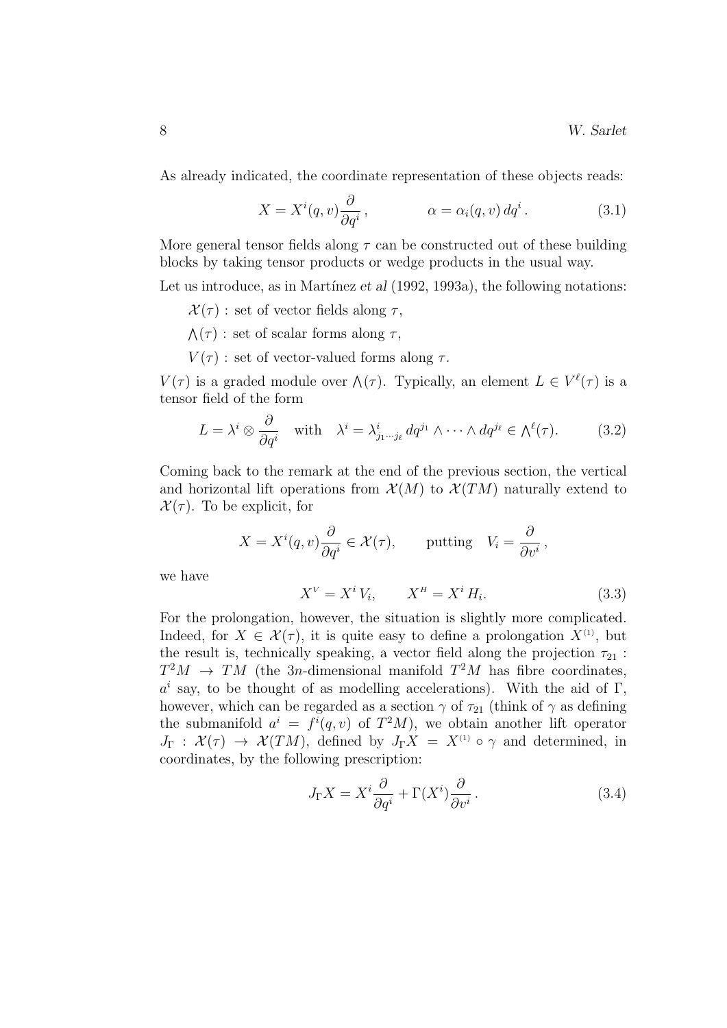As already indicated, the coordinate representation of these objects reads:

$$X = X^i(q,v)\frac{\partial}{\partial q^i}\,, \qquad\qquad \alpha = \alpha_i(q,v)\,dq^i\,. \tag{3.1}$$

More general tensor fields along $\tau$ can be constructed out of these building blocks by taking tensor products or wedge products in the usual way.

Let us introduce, as in Martínez *et al* (1992, 1993a), the following notations:

$\mathcal{X}(\tau)$ : set of vector fields along $\tau$,

$\bigwedge(\tau)$ : set of scalar forms along $\tau$,

$V(\tau)$ : set of vector-valued forms along $\tau$.

$V(\tau)$ is a graded module over $\bigwedge(\tau)$. Typically, an element $L \in V^\ell(\tau)$ is a tensor field of the form

$$L = \lambda^i \otimes \frac{\partial}{\partial q^i} \quad \text{with} \quad \lambda^i = \lambda^i_{j_1\cdots j_\ell}\,dq^{j_1}\wedge\cdots\wedge dq^{j_\ell} \in {\textstyle\bigwedge}^\ell(\tau). \tag{3.2}$$

Coming back to the remark at the end of the previous section, the vertical and horizontal lift operations from $\mathcal{X}(M)$ to $\mathcal{X}(TM)$ naturally extend to $\mathcal{X}(\tau)$. To be explicit, for

$$X = X^i(q,v)\frac{\partial}{\partial q^i} \in \mathcal{X}(\tau), \qquad \text{putting} \quad V_i = \frac{\partial}{\partial v^i}\,,$$

we have

$$X^V = X^i\,V_i, \qquad X^H = X^i\,H_i. \tag{3.3}$$

For the prolongation, however, the situation is slightly more complicated. Indeed, for $X \in \mathcal{X}(\tau)$, it is quite easy to define a prolongation $X^{(1)}$, but the result is, technically speaking, a vector field along the projection $\tau_{21} : T^2M \to TM$ (the $3n$-dimensional manifold $T^2M$ has fibre coordinates, $a^i$ say, to be thought of as modelling accelerations). With the aid of $\Gamma$, however, which can be regarded as a section $\gamma$ of $\tau_{21}$ (think of $\gamma$ as defining the submanifold $a^i = f^i(q,v)$ of $T^2M$), we obtain another lift operator $J_\Gamma : \mathcal{X}(\tau) \to \mathcal{X}(TM)$, defined by $J_\Gamma X = X^{(1)} \circ \gamma$ and determined, in coordinates, by the following prescription:

$$J_\Gamma X = X^i\frac{\partial}{\partial q^i} + \Gamma(X^i)\frac{\partial}{\partial v^i}\,. \tag{3.4}$$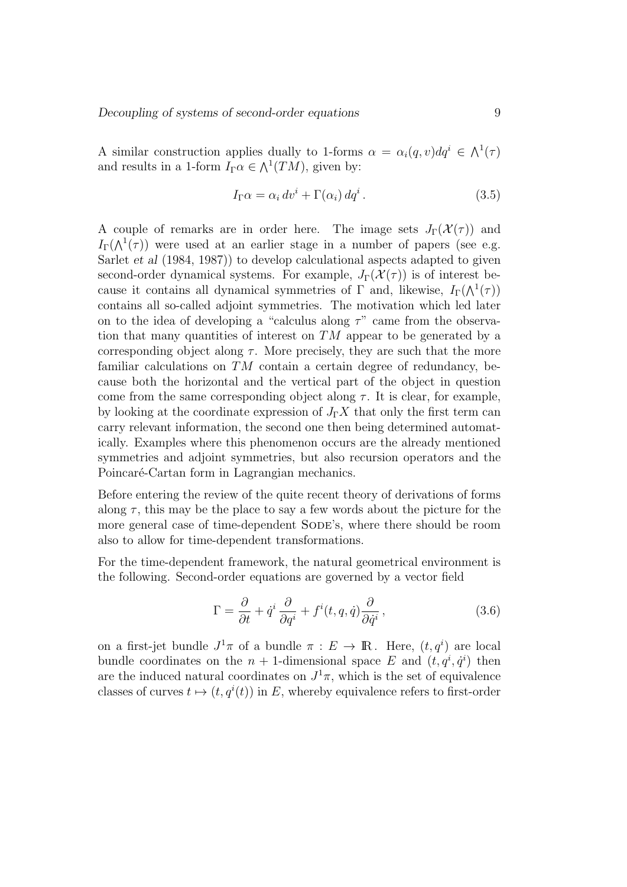A similar construction applies dually to 1-forms $\alpha = \alpha_i(q,v)dq^i \in \bigwedge^1(\tau)$ and results in a 1-form $I_\Gamma\alpha \in \bigwedge^1(TM)$, given by:

$$
I_\Gamma\alpha = \alpha_i\, dv^i + \Gamma(\alpha_i)\, dq^i . \tag{3.5}
$$

A couple of remarks are in order here. The image sets $J_\Gamma(\mathcal{X}(\tau))$ and $I_\Gamma(\bigwedge^1(\tau))$ were used at an earlier stage in a number of papers (see e.g. Sarlet *et al* (1984, 1987)) to develop calculational aspects adapted to given second-order dynamical systems. For example, $J_\Gamma(\mathcal{X}(\tau))$ is of interest because it contains all dynamical symmetries of $\Gamma$ and, likewise, $I_\Gamma(\bigwedge^1(\tau))$ contains all so-called adjoint symmetries. The motivation which led later on to the idea of developing a "calculus along $\tau$" came from the observation that many quantities of interest on $TM$ appear to be generated by a corresponding object along $\tau$. More precisely, they are such that the more familiar calculations on $TM$ contain a certain degree of redundancy, because both the horizontal and the vertical part of the object in question come from the same corresponding object along $\tau$. It is clear, for example, by looking at the coordinate expression of $J_\Gamma X$ that only the first term can carry relevant information, the second one then being determined automatically. Examples where this phenomenon occurs are the already mentioned symmetries and adjoint symmetries, but also recursion operators and the Poincaré-Cartan form in Lagrangian mechanics.

Before entering the review of the quite recent theory of derivations of forms along $\tau$, this may be the place to say a few words about the picture for the more general case of time-dependent SODE's, where there should be room also to allow for time-dependent transformations.

For the time-dependent framework, the natural geometrical environment is the following. Second-order equations are governed by a vector field

$$
\Gamma = \frac{\partial}{\partial t} + \dot{q}^i \frac{\partial}{\partial q^i} + f^i(t,q,\dot{q})\frac{\partial}{\partial \dot{q}^i}\,, \tag{3.6}
$$

on a first-jet bundle $J^1\pi$ of a bundle $\pi : E \to \mathbb{R}$. Here, $(t, q^i)$ are local bundle coordinates on the $n+1$-dimensional space $E$ and $(t, q^i, \dot{q}^i)$ then are the induced natural coordinates on $J^1\pi$, which is the set of equivalence classes of curves $t \mapsto (t, q^i(t))$ in $E$, whereby equivalence refers to first-order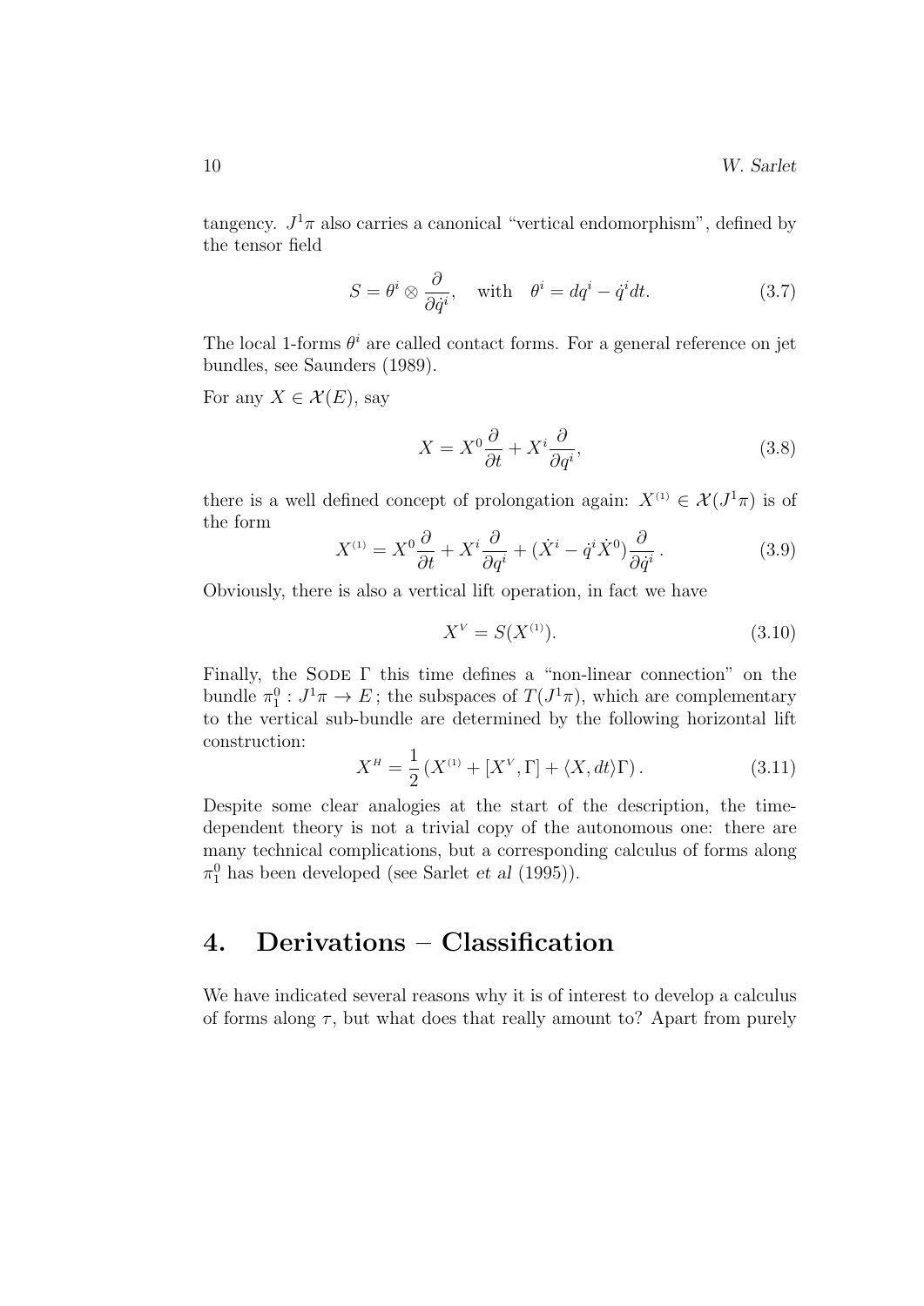tangency. $J^1\pi$ also carries a canonical "vertical endomorphism", defined by the tensor field

$$S = \theta^i \otimes \frac{\partial}{\partial \dot{q}^i}, \quad \text{with} \quad \theta^i = dq^i - \dot{q}^i dt. \tag{3.7}$$

The local 1-forms $\theta^i$ are called contact forms. For a general reference on jet bundles, see Saunders (1989).

For any $X \in \mathcal{X}(E)$, say

$$X = X^0 \frac{\partial}{\partial t} + X^i \frac{\partial}{\partial q^i}, \tag{3.8}$$

there is a well defined concept of prolongation again: $X^{(1)} \in \mathcal{X}(J^1\pi)$ is of the form

$$X^{(1)} = X^0 \frac{\partial}{\partial t} + X^i \frac{\partial}{\partial q^i} + (\dot{X}^i - \dot{q}^i \dot{X}^0) \frac{\partial}{\partial \dot{q}^i}\,. \tag{3.9}$$

Obviously, there is also a vertical lift operation, in fact we have

$$X^V = S(X^{(1)}). \tag{3.10}$$

Finally, the SODE $\Gamma$ this time defines a "non-linear connection" on the bundle $\pi_1^0 : J^1\pi \to E$ ; the subspaces of $T(J^1\pi)$, which are complementary to the vertical sub-bundle are determined by the following horizontal lift construction:

$$X^H = \frac{1}{2} \left( X^{(1)} + [X^V, \Gamma] + \langle X, dt \rangle \Gamma \right). \tag{3.11}$$

Despite some clear analogies at the start of the description, the time-dependent theory is not a trivial copy of the autonomous one: there are many technical complications, but a corresponding calculus of forms along $\pi_1^0$ has been developed (see Sarlet *et al* (1995)).

## 4. Derivations – Classification

We have indicated several reasons why it is of interest to develop a calculus of forms along $\tau$, but what does that really amount to? Apart from purely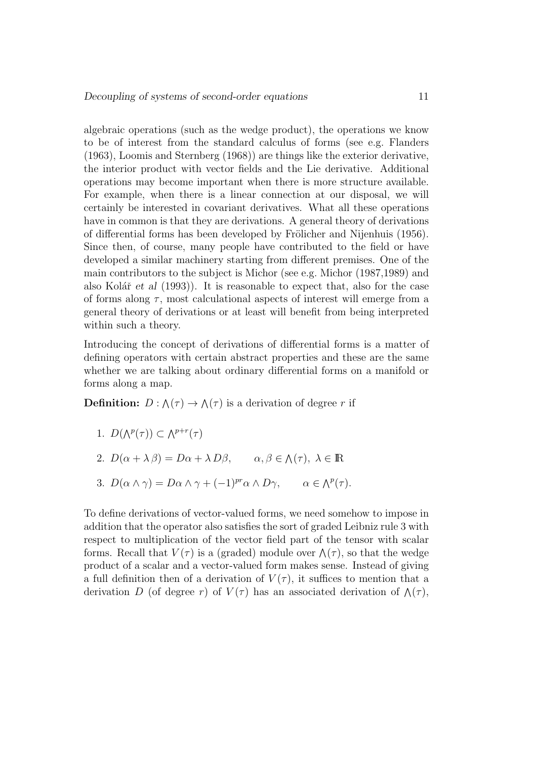algebraic operations (such as the wedge product), the operations we know to be of interest from the standard calculus of forms (see e.g. Flanders (1963), Loomis and Sternberg (1968)) are things like the exterior derivative, the interior product with vector fields and the Lie derivative. Additional operations may become important when there is more structure available. For example, when there is a linear connection at our disposal, we will certainly be interested in covariant derivatives. What all these operations have in common is that they are derivations. A general theory of derivations of differential forms has been developed by Frölicher and Nijenhuis (1956). Since then, of course, many people have contributed to the field or have developed a similar machinery starting from different premises. One of the main contributors to the subject is Michor (see e.g. Michor (1987,1989) and also Kolář *et al* (1993)). It is reasonable to expect that, also for the case of forms along $\tau$, most calculational aspects of interest will emerge from a general theory of derivations or at least will benefit from being interpreted within such a theory.

Introducing the concept of derivations of differential forms is a matter of defining operators with certain abstract properties and these are the same whether we are talking about ordinary differential forms on a manifold or forms along a map.

**Definition:** $D : \bigwedge(\tau) \to \bigwedge(\tau)$ is a derivation of degree $r$ if

1. $D(\bigwedge^p(\tau)) \subset \bigwedge^{p+r}(\tau)$
2. $D(\alpha + \lambda\,\beta) = D\alpha + \lambda\, D\beta, \qquad \alpha, \beta \in \bigwedge(\tau),\ \lambda \in \mathbb{R}$
3. $D(\alpha \wedge \gamma) = D\alpha \wedge \gamma + (-1)^{pr}\alpha \wedge D\gamma, \qquad \alpha \in \bigwedge^p(\tau).$

To define derivations of vector-valued forms, we need somehow to impose in addition that the operator also satisfies the sort of graded Leibniz rule 3 with respect to multiplication of the vector field part of the tensor with scalar forms. Recall that $V(\tau)$ is a (graded) module over $\bigwedge(\tau)$, so that the wedge product of a scalar and a vector-valued form makes sense. Instead of giving a full definition then of a derivation of $V(\tau)$, it suffices to mention that a derivation $D$ (of degree $r$) of $V(\tau)$ has an associated derivation of $\bigwedge(\tau)$,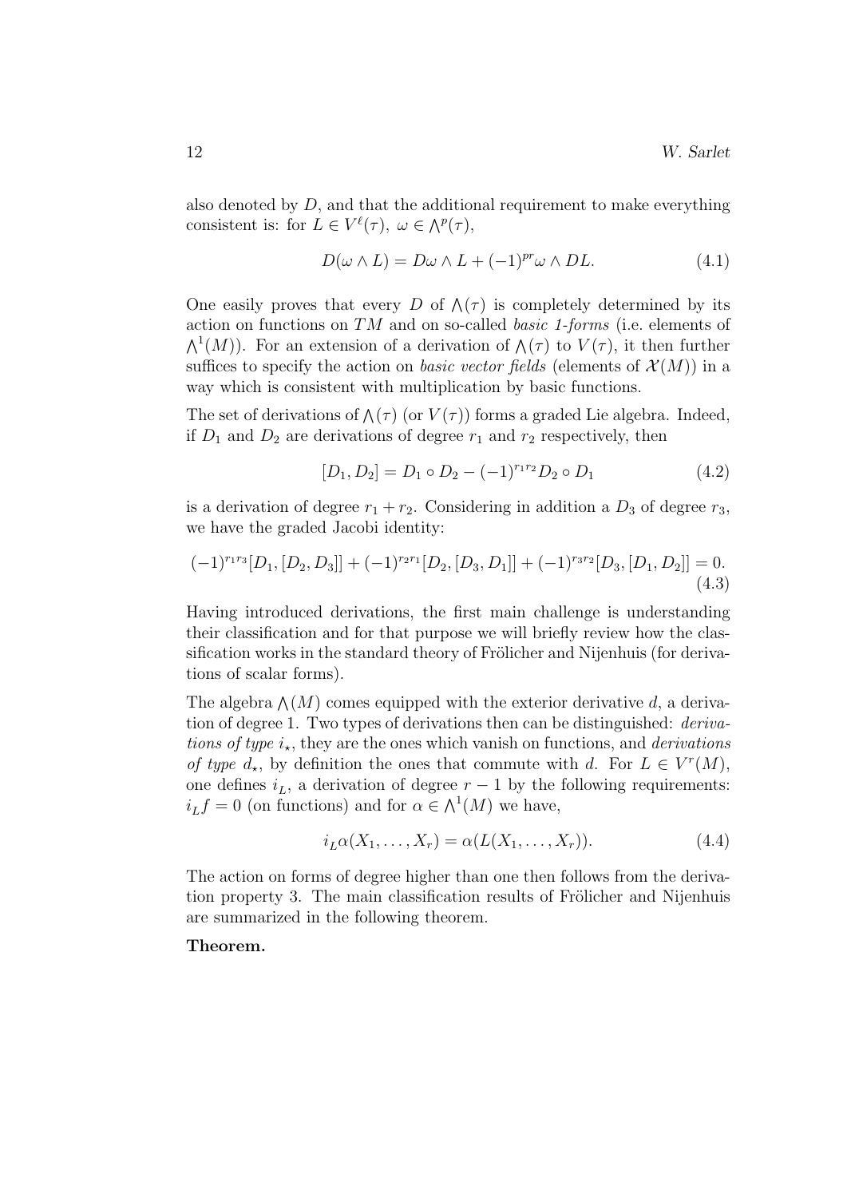also denoted by $D$, and that the additional requirement to make everything consistent is: for $L \in V^\ell(\tau),\ \omega \in \bigwedge^p(\tau)$,

$$D(\omega \wedge L) = D\omega \wedge L + (-1)^{pr}\omega \wedge DL. \tag{4.1}$$

One easily proves that every $D$ of $\bigwedge(\tau)$ is completely determined by its action on functions on $TM$ and on so-called *basic 1-forms* (i.e. elements of $\bigwedge^1(M)$). For an extension of a derivation of $\bigwedge(\tau)$ to $V(\tau)$, it then further suffices to specify the action on *basic vector fields* (elements of $\mathcal{X}(M)$) in a way which is consistent with multiplication by basic functions.

The set of derivations of $\bigwedge(\tau)$ (or $V(\tau)$) forms a graded Lie algebra. Indeed, if $D_1$ and $D_2$ are derivations of degree $r_1$ and $r_2$ respectively, then

$$[D_1, D_2] = D_1 \circ D_2 - (-1)^{r_1 r_2} D_2 \circ D_1 \tag{4.2}$$

is a derivation of degree $r_1 + r_2$. Considering in addition a $D_3$ of degree $r_3$, we have the graded Jacobi identity:

$$(-1)^{r_1 r_3}[D_1, [D_2, D_3]] + (-1)^{r_2 r_1}[D_2, [D_3, D_1]] + (-1)^{r_3 r_2}[D_3, [D_1, D_2]] = 0. \tag{4.3}$$

Having introduced derivations, the first main challenge is understanding their classification and for that purpose we will briefly review how the classification works in the standard theory of Frölicher and Nijenhuis (for derivations of scalar forms).

The algebra $\bigwedge(M)$ comes equipped with the exterior derivative $d$, a derivation of degree 1. Two types of derivations then can be distinguished: *derivations of type* $i_\star$, they are the ones which vanish on functions, and *derivations of type* $d_\star$, by definition the ones that commute with $d$. For $L \in V^r(M)$, one defines $i_L$, a derivation of degree $r - 1$ by the following requirements: $i_L f = 0$ (on functions) and for $\alpha \in \bigwedge^1(M)$ we have,

$$i_L \alpha(X_1, \ldots, X_r) = \alpha(L(X_1, \ldots, X_r)). \tag{4.4}$$

The action on forms of degree higher than one then follows from the derivation property 3. The main classification results of Frölicher and Nijenhuis are summarized in the following theorem.

**Theorem.**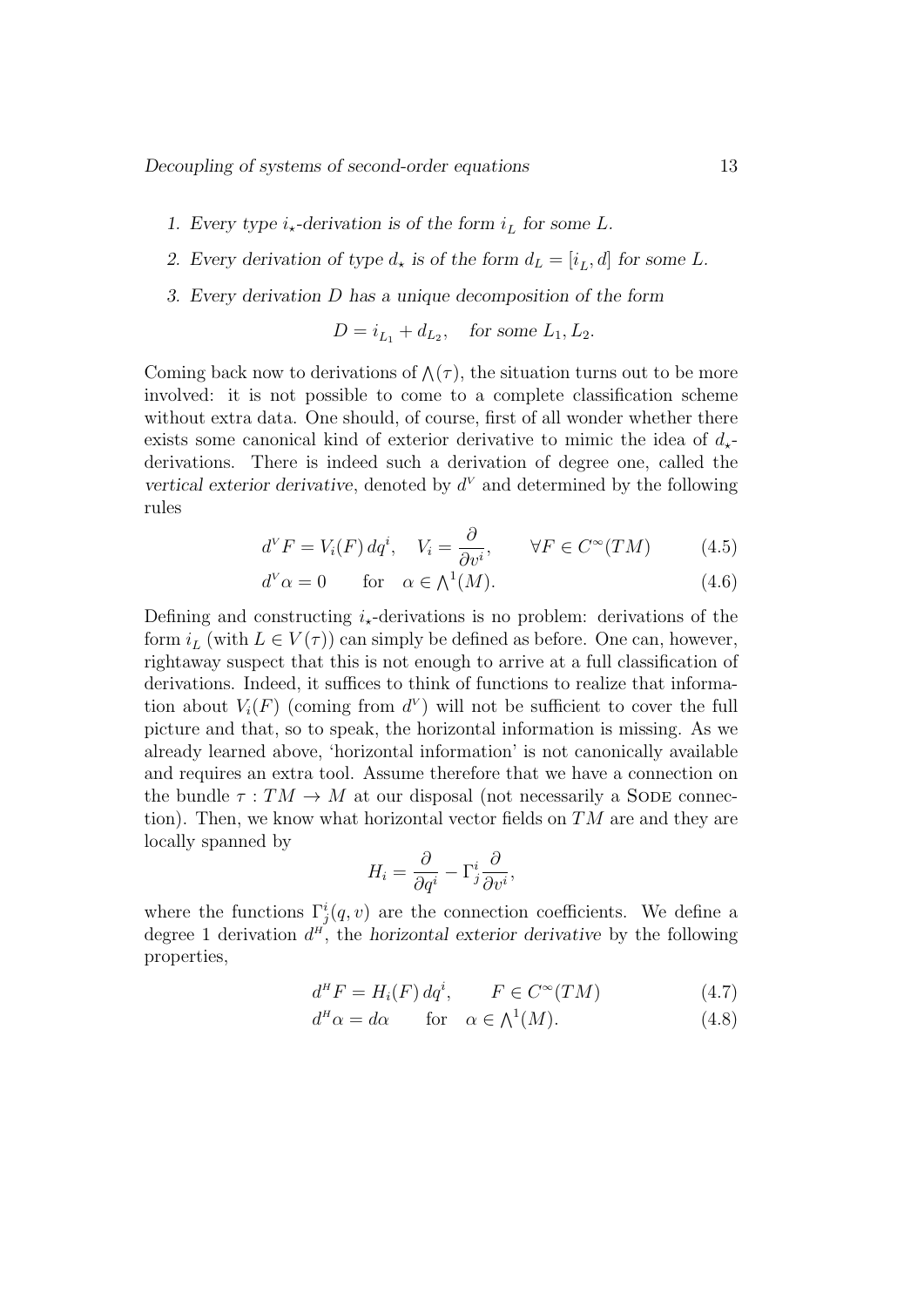1. *Every type $i_\star$-derivation is of the form $i_L$ for some $L$.*
2. *Every derivation of type $d_\star$ is of the form $d_L = [i_L, d]$ for some $L$.*
3. *Every derivation $D$ has a unique decomposition of the form*

$$D = i_{L_1} + d_{L_2}, \quad \textit{for some } L_1, L_2.$$

Coming back now to derivations of $\bigwedge(\tau)$, the situation turns out to be more involved: it is not possible to come to a complete classification scheme without extra data. One should, of course, first of all wonder whether there exists some canonical kind of exterior derivative to mimic the idea of $d_\star$-derivations. There is indeed such a derivation of degree one, called the *vertical exterior derivative*, denoted by $d^V$ and determined by the following rules

$$d^V F = V_i(F)\, dq^i, \quad V_i = \frac{\partial}{\partial v^i}, \qquad \forall F \in C^\infty(TM) \tag{4.5}$$

$$d^V \alpha = 0 \qquad \text{for} \quad \alpha \in {\textstyle\bigwedge}^1(M). \tag{4.6}$$

Defining and constructing $i_\star$-derivations is no problem: derivations of the form $i_L$ (with $L \in V(\tau)$) can simply be defined as before. One can, however, rightaway suspect that this is not enough to arrive at a full classification of derivations. Indeed, it suffices to think of functions to realize that information about $V_i(F)$ (coming from $d^V$) will not be sufficient to cover the full picture and that, so to speak, the horizontal information is missing. As we already learned above, 'horizontal information' is not canonically available and requires an extra tool. Assume therefore that we have a connection on the bundle $\tau : TM \to M$ at our disposal (not necessarily a SODE connection). Then, we know what horizontal vector fields on $TM$ are and they are locally spanned by

$$H_i = \frac{\partial}{\partial q^i} - \Gamma^i_j \frac{\partial}{\partial v^i},$$

where the functions $\Gamma^i_j(q, v)$ are the connection coefficients. We define a degree 1 derivation $d^H$, the *horizontal exterior derivative* by the following properties,

$$d^H F = H_i(F)\, dq^i, \qquad F \in C^\infty(TM) \tag{4.7}$$

$$d^H \alpha = d\alpha \qquad \text{for} \quad \alpha \in {\textstyle\bigwedge}^1(M). \tag{4.8}$$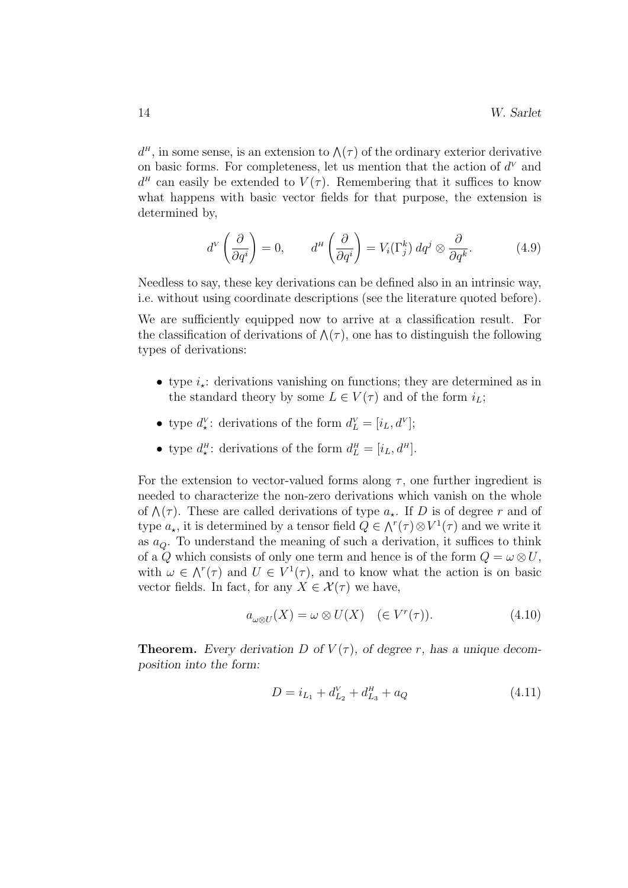$d^H$, in some sense, is an extension to $\bigwedge(\tau)$ of the ordinary exterior derivative on basic forms. For completeness, let us mention that the action of $d^V$ and $d^H$ can easily be extended to $V(\tau)$. Remembering that it suffices to know what happens with basic vector fields for that purpose, the extension is determined by,

$$d^V\left(\frac{\partial}{\partial q^i}\right) = 0, \qquad d^H\left(\frac{\partial}{\partial q^i}\right) = V_i(\Gamma^k_j)\, dq^j \otimes \frac{\partial}{\partial q^k}. \tag{4.9}$$

Needless to say, these key derivations can be defined also in an intrinsic way, i.e. without using coordinate descriptions (see the literature quoted before).

We are sufficiently equipped now to arrive at a classification result. For the classification of derivations of $\bigwedge(\tau)$, one has to distinguish the following types of derivations:

- type $i_\star$: derivations vanishing on functions; they are determined as in the standard theory by some $L \in V(\tau)$ and of the form $i_L$;
- type $d^V_\star$: derivations of the form $d^V_L = [i_L, d^V]$;
- type $d^H_\star$: derivations of the form $d^H_L = [i_L, d^H]$.

For the extension to vector-valued forms along $\tau$, one further ingredient is needed to characterize the non-zero derivations which vanish on the whole of $\bigwedge(\tau)$. These are called derivations of type $a_\star$. If $D$ is of degree $r$ and of type $a_\star$, it is determined by a tensor field $Q \in \bigwedge^r(\tau) \otimes V^1(\tau)$ and we write it as $a_Q$. To understand the meaning of such a derivation, it suffices to think of a $Q$ which consists of only one term and hence is of the form $Q = \omega \otimes U$, with $\omega \in \bigwedge^r(\tau)$ and $U \in V^1(\tau)$, and to know what the action is on basic vector fields. In fact, for any $X \in \mathcal{X}(\tau)$ we have,

$$a_{\omega\otimes U}(X) = \omega \otimes U(X) \quad (\in V^r(\tau)). \tag{4.10}$$

**Theorem.** *Every derivation $D$ of $V(\tau)$, of degree $r$, has a unique decomposition into the form:*

$$D = i_{L_1} + d^V_{L_2} + d^H_{L_3} + a_Q \tag{4.11}$$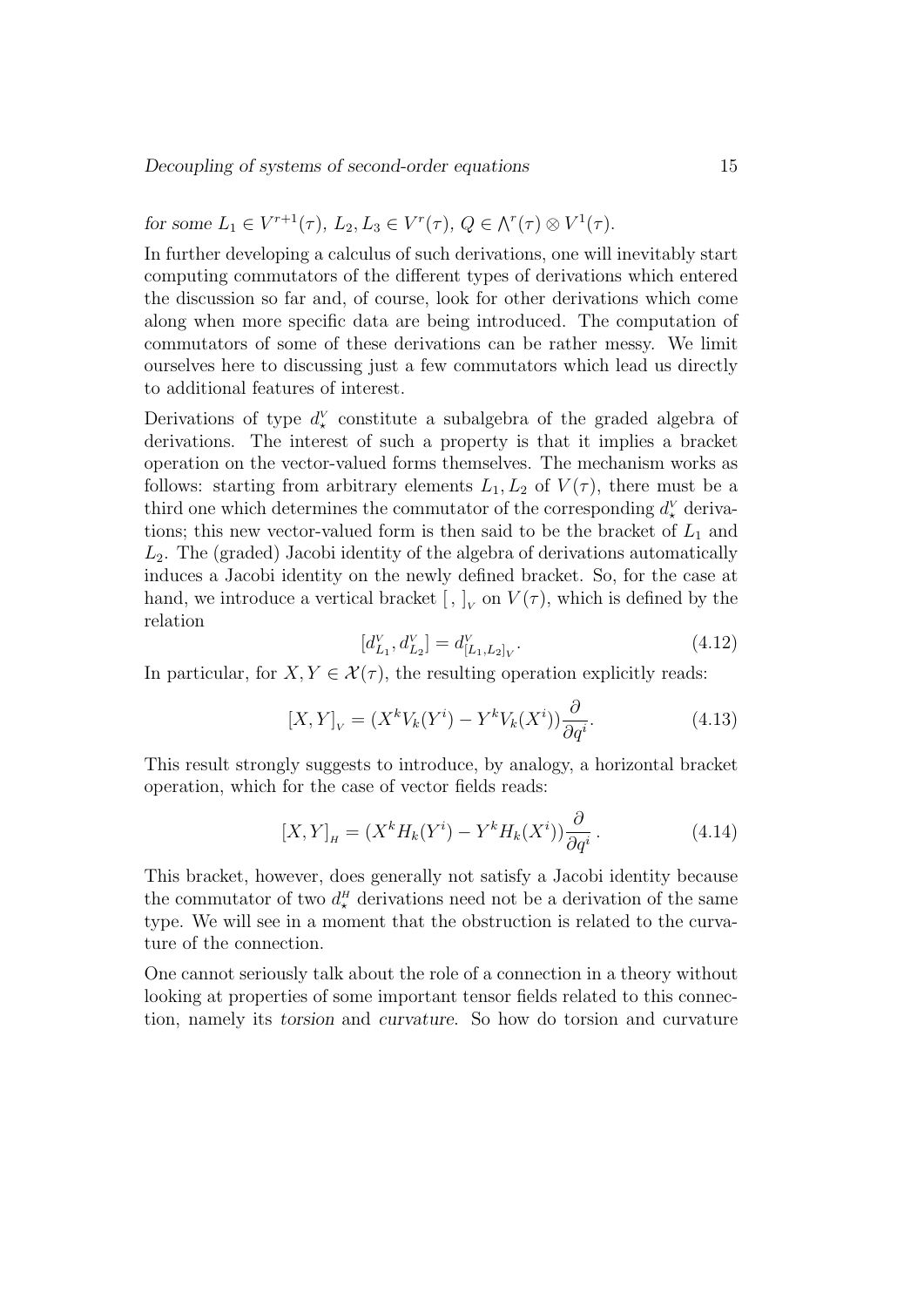*for some* $L_1 \in V^{r+1}(\tau)$, $L_2, L_3 \in V^r(\tau)$, $Q \in \bigwedge^r(\tau) \otimes V^1(\tau)$.

In further developing a calculus of such derivations, one will inevitably start computing commutators of the different types of derivations which entered the discussion so far and, of course, look for other derivations which come along when more specific data are being introduced. The computation of commutators of some of these derivations can be rather messy. We limit ourselves here to discussing just a few commutators which lead us directly to additional features of interest.

Derivations of type $d^{\scriptscriptstyle V}_\star$ constitute a subalgebra of the graded algebra of derivations. The interest of such a property is that it implies a bracket operation on the vector-valued forms themselves. The mechanism works as follows: starting from arbitrary elements $L_1, L_2$ of $V(\tau)$, there must be a third one which determines the commutator of the corresponding $d^{\scriptscriptstyle V}_\star$ derivations; this new vector-valued form is then said to be the bracket of $L_1$ and $L_2$. The (graded) Jacobi identity of the algebra of derivations automatically induces a Jacobi identity on the newly defined bracket. So, for the case at hand, we introduce a vertical bracket $[\, ,\, ]_{\scriptscriptstyle V}$ on $V(\tau)$, which is defined by the relation

$$[d^{\scriptscriptstyle V}_{L_1}, d^{\scriptscriptstyle V}_{L_2}] = d^{\scriptscriptstyle V}_{[L_1,L_2]_{\scriptscriptstyle V}}. \tag{4.12}$$

In particular, for $X, Y \in \mathcal{X}(\tau)$, the resulting operation explicitly reads:

$$[X,Y]_{\scriptscriptstyle V} = (X^k V_k(Y^i) - Y^k V_k(X^i))\frac{\partial}{\partial q^i}. \tag{4.13}$$

This result strongly suggests to introduce, by analogy, a horizontal bracket operation, which for the case of vector fields reads:

$$[X,Y]_{\scriptscriptstyle H} = (X^k H_k(Y^i) - Y^k H_k(X^i))\frac{\partial}{\partial q^i}\,. \tag{4.14}$$

This bracket, however, does generally not satisfy a Jacobi identity because the commutator of two $d^{\scriptscriptstyle H}_\star$ derivations need not be a derivation of the same type. We will see in a moment that the obstruction is related to the curvature of the connection.

One cannot seriously talk about the role of a connection in a theory without looking at properties of some important tensor fields related to this connection, namely its *torsion* and *curvature*. So how do torsion and curvature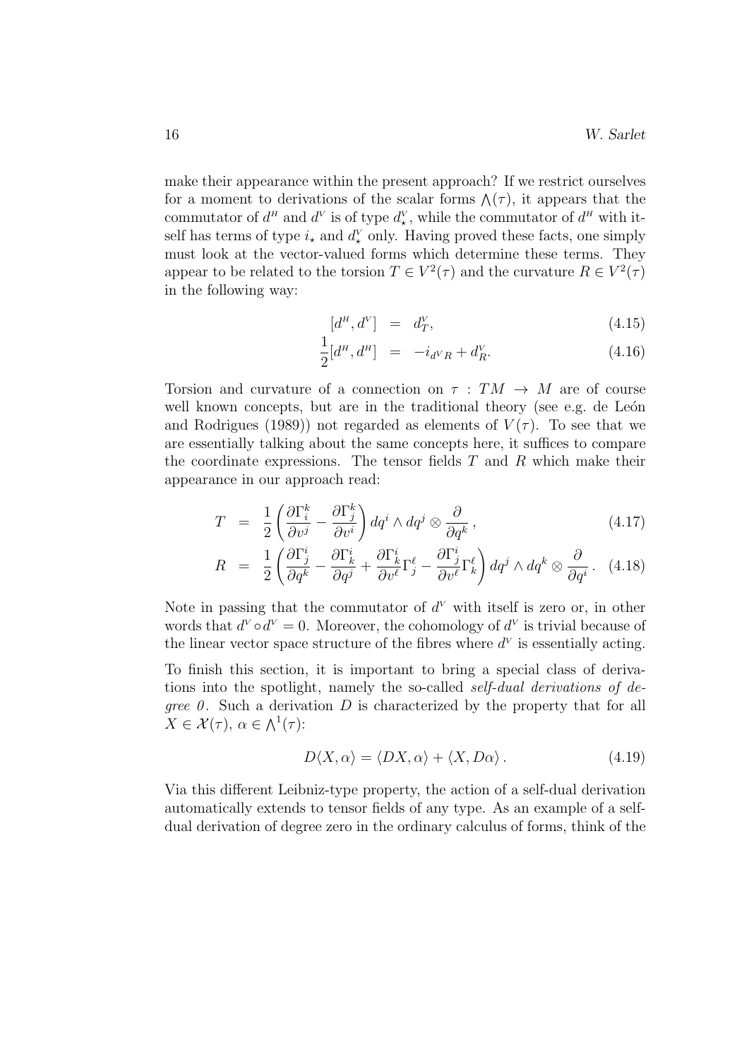make their appearance within the present approach? If we restrict ourselves for a moment to derivations of the scalar forms $\bigwedge(\tau)$, it appears that the commutator of $d^H$ and $d^V$ is of type $d^V_\star$, while the commutator of $d^H$ with itself has terms of type $i_\star$ and $d^V_\star$ only. Having proved these facts, one simply must look at the vector-valued forms which determine these terms. They appear to be related to the torsion $T \in V^2(\tau)$ and the curvature $R \in V^2(\tau)$ in the following way:

$$[d^H, d^V] = d^V_T, \tag{4.15}$$

$$\frac{1}{2}[d^H, d^H] = -i_{d^V R} + d^V_R. \tag{4.16}$$

Torsion and curvature of a connection on $\tau : TM \to M$ are of course well known concepts, but are in the traditional theory (see e.g. de León and Rodrigues (1989)) not regarded as elements of $V(\tau)$. To see that we are essentially talking about the same concepts here, it suffices to compare the coordinate expressions. The tensor fields $T$ and $R$ which make their appearance in our approach read:

$$T = \frac{1}{2}\left(\frac{\partial \Gamma^k_i}{\partial v^j} - \frac{\partial \Gamma^k_j}{\partial v^i}\right) dq^i \wedge dq^j \otimes \frac{\partial}{\partial q^k}\,, \tag{4.17}$$

$$R = \frac{1}{2}\left(\frac{\partial \Gamma^i_j}{\partial q^k} - \frac{\partial \Gamma^i_k}{\partial q^j} + \frac{\partial \Gamma^i_k}{\partial v^\ell}\Gamma^\ell_j - \frac{\partial \Gamma^i_j}{\partial v^\ell}\Gamma^\ell_k\right) dq^j \wedge dq^k \otimes \frac{\partial}{\partial q^i}\,. \tag{4.18}$$

Note in passing that the commutator of $d^V$ with itself is zero or, in other words that $d^V \circ d^V = 0$. Moreover, the cohomology of $d^V$ is trivial because of the linear vector space structure of the fibres where $d^V$ is essentially acting.

To finish this section, it is important to bring a special class of derivations into the spotlight, namely the so-called *self-dual derivations of degree 0*. Such a derivation $D$ is characterized by the property that for all $X \in \mathcal{X}(\tau)$, $\alpha \in \bigwedge^1(\tau)$:

$$D\langle X, \alpha\rangle = \langle DX, \alpha\rangle + \langle X, D\alpha\rangle\,. \tag{4.19}$$

Via this different Leibniz-type property, the action of a self-dual derivation automatically extends to tensor fields of any type. As an example of a self-dual derivation of degree zero in the ordinary calculus of forms, think of the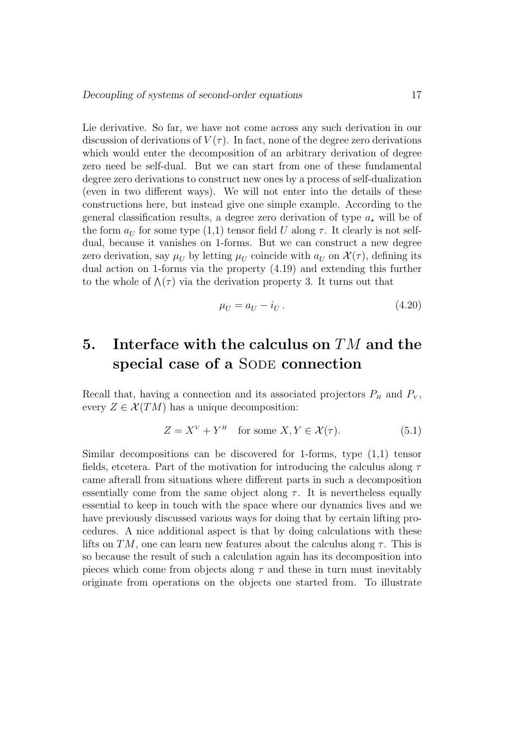Lie derivative. So far, we have not come across any such derivation in our discussion of derivations of $V(\tau)$. In fact, none of the degree zero derivations which would enter the decomposition of an arbitrary derivation of degree zero need be self-dual. But we can start from one of these fundamental degree zero derivations to construct new ones by a process of self-dualization (even in two different ways). We will not enter into the details of these constructions here, but instead give one simple example. According to the general classification results, a degree zero derivation of type $a_\star$ will be of the form $a_U$ for some type (1,1) tensor field $U$ along $\tau$. It clearly is not self-dual, because it vanishes on 1-forms. But we can construct a new degree zero derivation, say $\mu_U$ by letting $\mu_U$ coincide with $a_U$ on $\mathcal{X}(\tau)$, defining its dual action on 1-forms via the property (4.19) and extending this further to the whole of $\bigwedge(\tau)$ via the derivation property 3. It turns out that

$$\mu_U = a_U - i_U \,. \tag{4.20}$$

# 5. Interface with the calculus on $TM$ and the special case of a SODE connection

Recall that, having a connection and its associated projectors $P_H$ and $P_V$, every $Z \in \mathcal{X}(TM)$ has a unique decomposition:

$$Z = X^V + Y^H \quad \text{for some } X, Y \in \mathcal{X}(\tau). \tag{5.1}$$

Similar decompositions can be discovered for 1-forms, type (1,1) tensor fields, etcetera. Part of the motivation for introducing the calculus along $\tau$ came afterall from situations where different parts in such a decomposition essentially come from the same object along $\tau$. It is nevertheless equally essential to keep in touch with the space where our dynamics lives and we have previously discussed various ways for doing that by certain lifting procedures. A nice additional aspect is that by doing calculations with these lifts on $TM$, one can learn new features about the calculus along $\tau$. This is so because the result of such a calculation again has its decomposition into pieces which come from objects along $\tau$ and these in turn must inevitably originate from operations on the objects one started from. To illustrate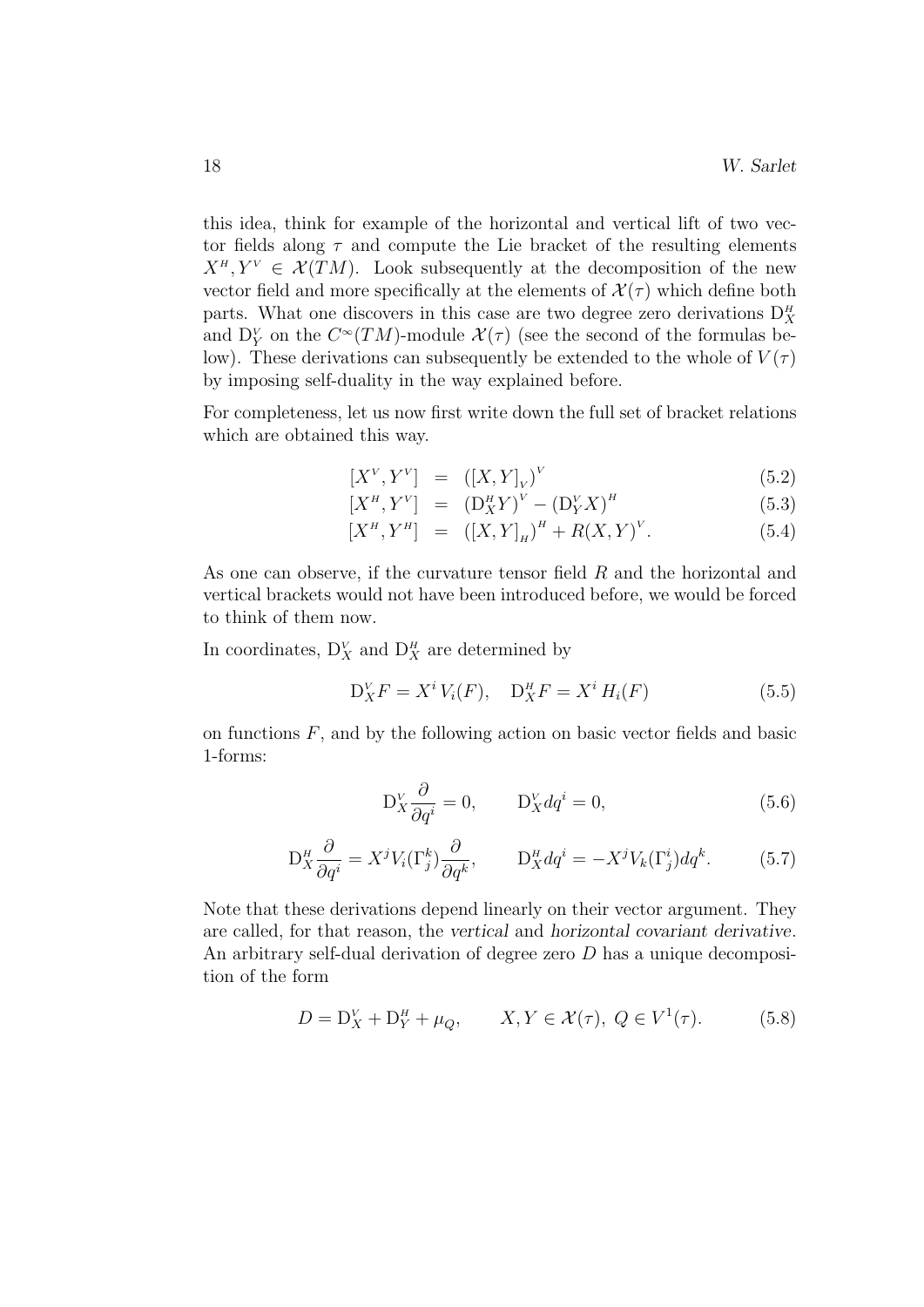this idea, think for example of the horizontal and vertical lift of two vector fields along $\tau$ and compute the Lie bracket of the resulting elements $X^{H}, Y^{V} \in \mathcal{X}(TM)$. Look subsequently at the decomposition of the new vector field and more specifically at the elements of $\mathcal{X}(\tau)$ which define both parts. What one discovers in this case are two degree zero derivations $\mathrm{D}^{H}_{X}$ and $\mathrm{D}^{V}_{Y}$ on the $C^{\infty}(TM)$-module $\mathcal{X}(\tau)$ (see the second of the formulas below). These derivations can subsequently be extended to the whole of $V(\tau)$ by imposing self-duality in the way explained before.

For completeness, let us now first write down the full set of bracket relations which are obtained this way.

$$
\begin{aligned}
[X^{V}, Y^{V}] &= ([X,Y]_{V})^{V} && (5.2)\\
[X^{H}, Y^{V}] &= (\mathrm{D}^{H}_{X}Y)^{V} - (\mathrm{D}^{V}_{Y}X)^{H} && (5.3)\\
[X^{H}, Y^{H}] &= ([X,Y]_{H})^{H} + R(X,Y)^{V}. && (5.4)
\end{aligned}
$$

As one can observe, if the curvature tensor field $R$ and the horizontal and vertical brackets would not have been introduced before, we would be forced to think of them now.

In coordinates, $\mathrm{D}^{V}_{X}$ and $\mathrm{D}^{H}_{X}$ are determined by

$$
\mathrm{D}^{V}_{X}F = X^{i}\, V_{i}(F), \quad \mathrm{D}^{H}_{X}F = X^{i}\, H_{i}(F) \tag{5.5}
$$

on functions $F$, and by the following action on basic vector fields and basic 1-forms:

$$
\mathrm{D}^{V}_{X}\frac{\partial}{\partial q^{i}} = 0, \qquad \mathrm{D}^{V}_{X}dq^{i} = 0, \tag{5.6}
$$

$$
\mathrm{D}^{H}_{X}\frac{\partial}{\partial q^{i}} = X^{j}V_{i}(\Gamma^{k}_{j})\frac{\partial}{\partial q^{k}}, \qquad \mathrm{D}^{H}_{X}dq^{i} = -X^{j}V_{k}(\Gamma^{i}_{j})dq^{k}. \tag{5.7}
$$

Note that these derivations depend linearly on their vector argument. They are called, for that reason, the *vertical* and *horizontal covariant derivative*. An arbitrary self-dual derivation of degree zero $D$ has a unique decomposition of the form

$$
D = \mathrm{D}^{V}_{X} + \mathrm{D}^{H}_{Y} + \mu_{Q}, \qquad X, Y \in \mathcal{X}(\tau),\ Q \in V^{1}(\tau). \tag{5.8}
$$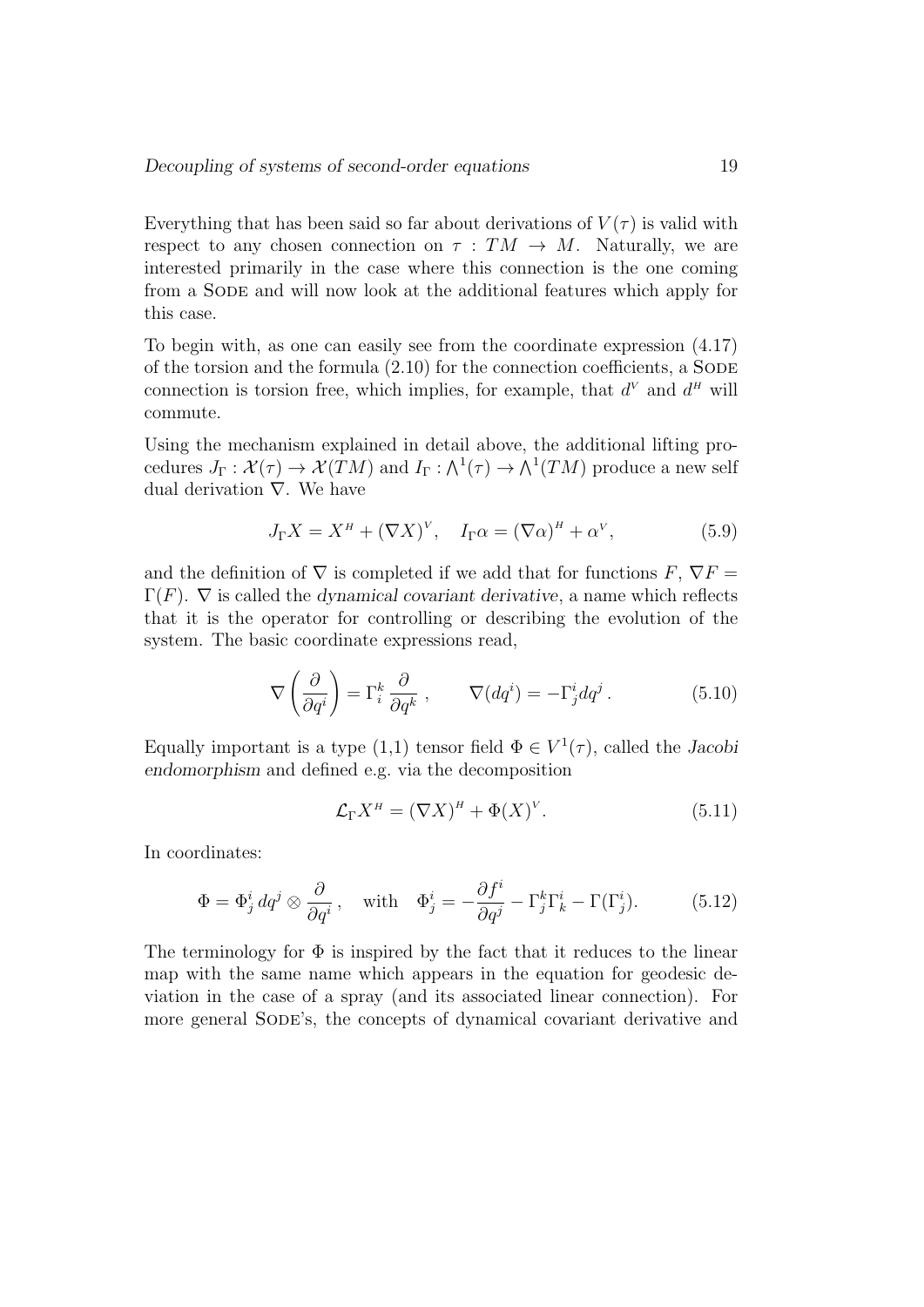Everything that has been said so far about derivations of $V(\tau)$ is valid with respect to any chosen connection on $\tau : TM \to M$. Naturally, we are interested primarily in the case where this connection is the one coming from a SODE and will now look at the additional features which apply for this case.

To begin with, as one can easily see from the coordinate expression (4.17) of the torsion and the formula (2.10) for the connection coefficients, a SODE connection is torsion free, which implies, for example, that $d^V$ and $d^H$ will commute.

Using the mechanism explained in detail above, the additional lifting procedures $J_\Gamma : \mathcal{X}(\tau) \to \mathcal{X}(TM)$ and $I_\Gamma : \bigwedge^1(\tau) \to \bigwedge^1(TM)$ produce a new self dual derivation $\nabla$. We have

$$J_\Gamma X = X^H + (\nabla X)^V, \quad I_\Gamma \alpha = (\nabla \alpha)^H + \alpha^V, \tag{5.9}$$

and the definition of $\nabla$ is completed if we add that for functions $F$, $\nabla F = \Gamma(F)$. $\nabla$ is called the *dynamical covariant derivative*, a name which reflects that it is the operator for controlling or describing the evolution of the system. The basic coordinate expressions read,

$$\nabla\left(\frac{\partial}{\partial q^i}\right) = \Gamma_i^k \, \frac{\partial}{\partial q^k}\,, \qquad \nabla(dq^i) = -\Gamma_j^i dq^j\,. \tag{5.10}$$

Equally important is a type (1,1) tensor field $\Phi \in V^1(\tau)$, called the *Jacobi endomorphism* and defined e.g. via the decomposition

$$\mathcal{L}_\Gamma X^H = (\nabla X)^H + \Phi(X)^V. \tag{5.11}$$

In coordinates:

$$\Phi = \Phi_j^i \, dq^j \otimes \frac{\partial}{\partial q^i}\,, \quad \text{with} \quad \Phi_j^i = -\frac{\partial f^i}{\partial q^j} - \Gamma_j^k \Gamma_k^i - \Gamma(\Gamma_j^i). \tag{5.12}$$

The terminology for $\Phi$ is inspired by the fact that it reduces to the linear map with the same name which appears in the equation for geodesic deviation in the case of a spray (and its associated linear connection). For more general SODE's, the concepts of dynamical covariant derivative and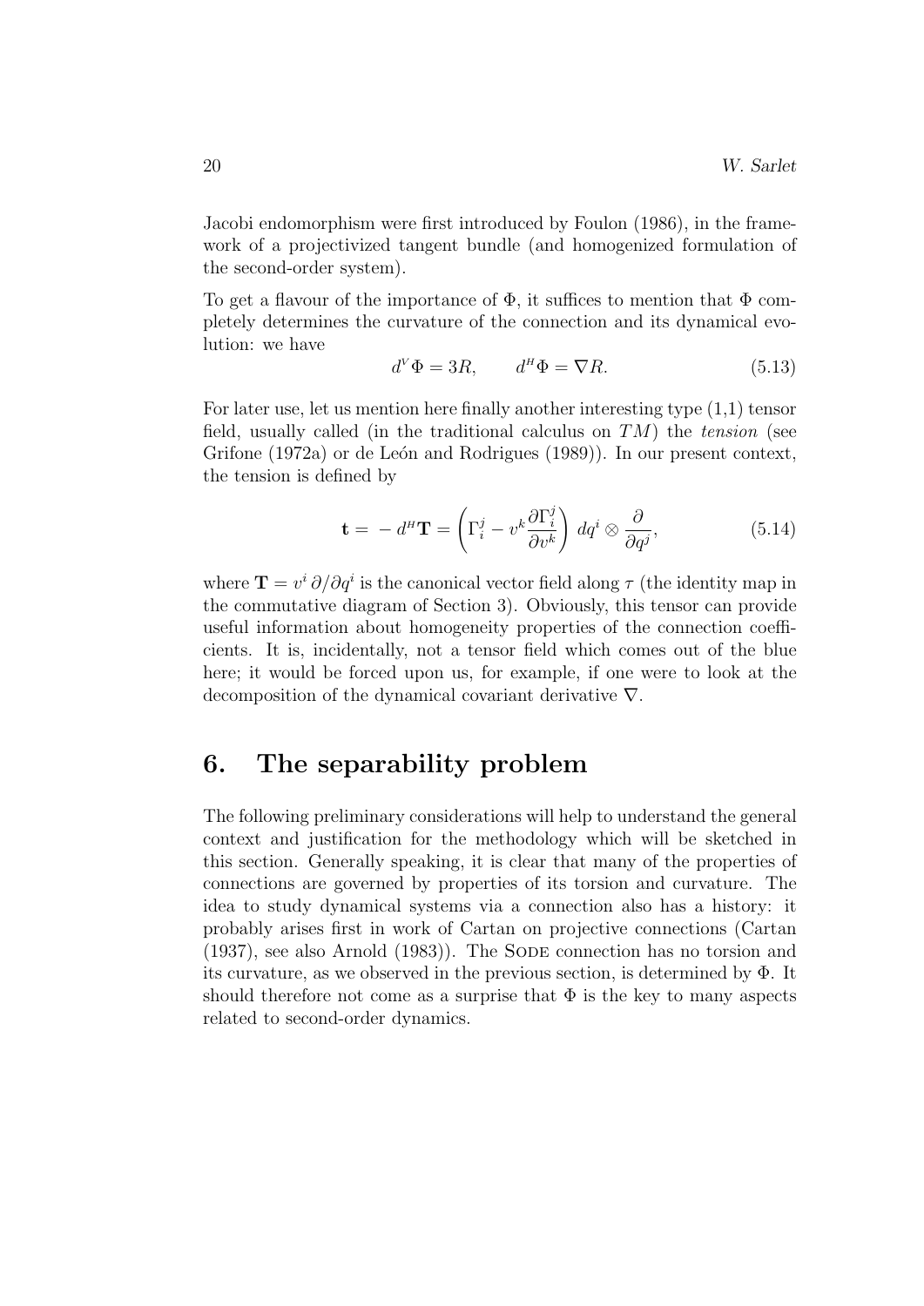Jacobi endomorphism were first introduced by Foulon (1986), in the framework of a projectivized tangent bundle (and homogenized formulation of the second-order system).

To get a flavour of the importance of $\Phi$, it suffices to mention that $\Phi$ completely determines the curvature of the connection and its dynamical evolution: we have

$$d^{V}\Phi = 3R, \qquad d^{H}\Phi = \nabla R. \tag{5.13}$$

For later use, let us mention here finally another interesting type (1,1) tensor field, usually called (in the traditional calculus on $TM$) the *tension* (see Grifone (1972a) or de León and Rodrigues (1989)). In our present context, the tension is defined by

$$\mathbf{t} = -\, d^{H}\mathbf{T} = \left(\Gamma_i^j - v^k \frac{\partial \Gamma_i^j}{\partial v^k}\right) dq^i \otimes \frac{\partial}{\partial q^j}, \tag{5.14}$$

where $\mathbf{T} = v^i\, \partial/\partial q^i$ is the canonical vector field along $\tau$ (the identity map in the commutative diagram of Section 3). Obviously, this tensor can provide useful information about homogeneity properties of the connection coefficients. It is, incidentally, not a tensor field which comes out of the blue here; it would be forced upon us, for example, if one were to look at the decomposition of the dynamical covariant derivative $\nabla$.

## 6. The separability problem

The following preliminary considerations will help to understand the general context and justification for the methodology which will be sketched in this section. Generally speaking, it is clear that many of the properties of connections are governed by properties of its torsion and curvature. The idea to study dynamical systems via a connection also has a history: it probably arises first in work of Cartan on projective connections (Cartan (1937), see also Arnold (1983)). The Sode connection has no torsion and its curvature, as we observed in the previous section, is determined by $\Phi$. It should therefore not come as a surprise that $\Phi$ is the key to many aspects related to second-order dynamics.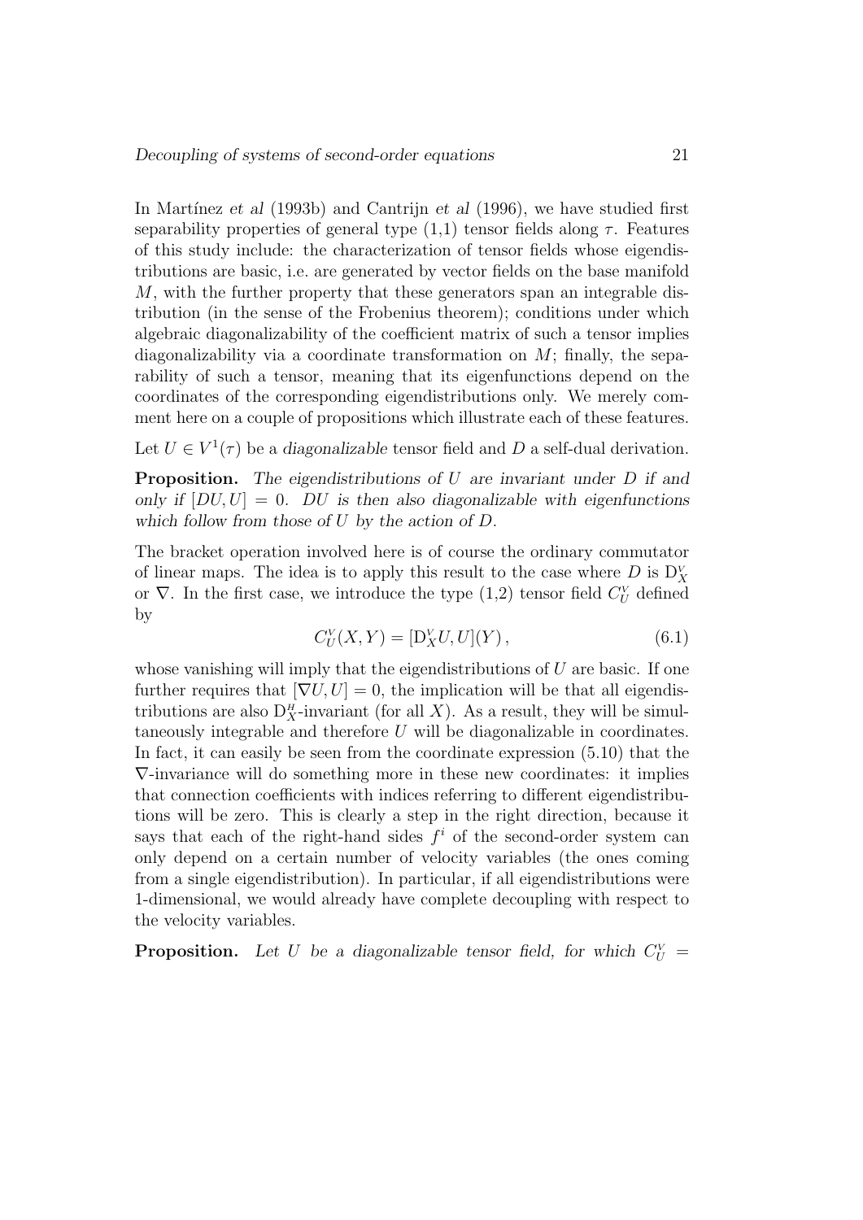In Martínez *et al* (1993b) and Cantrijn *et al* (1996), we have studied first separability properties of general type (1,1) tensor fields along $\tau$. Features of this study include: the characterization of tensor fields whose eigendistributions are basic, i.e. are generated by vector fields on the base manifold $M$, with the further property that these generators span an integrable distribution (in the sense of the Frobenius theorem); conditions under which algebraic diagonalizability of the coefficient matrix of such a tensor implies diagonalizability via a coordinate transformation on $M$; finally, the separability of such a tensor, meaning that its eigenfunctions depend on the coordinates of the corresponding eigendistributions only. We merely comment here on a couple of propositions which illustrate each of these features.

Let $U \in V^1(\tau)$ be a *diagonalizable* tensor field and $D$ a self-dual derivation.

**Proposition.** *The eigendistributions of $U$ are invariant under $D$ if and only if $[DU, U] = 0$. $DU$ is then also diagonalizable with eigenfunctions which follow from those of $U$ by the action of $D$.*

The bracket operation involved here is of course the ordinary commutator of linear maps. The idea is to apply this result to the case where $D$ is $\mathrm{D}^{\mathsf{v}}_X$ or $\nabla$. In the first case, we introduce the type (1,2) tensor field $C^{\mathsf{v}}_U$ defined by

$$C^{\mathsf{v}}_U(X, Y) = [\mathrm{D}^{\mathsf{v}}_X U, U](Y)\,, \tag{6.1}$$

whose vanishing will imply that the eigendistributions of $U$ are basic. If one further requires that $[\nabla U, U] = 0$, the implication will be that all eigendistributions are also $\mathrm{D}^{\mathsf{H}}_X$-invariant (for all $X$). As a result, they will be simultaneously integrable and therefore $U$ will be diagonalizable in coordinates. In fact, it can easily be seen from the coordinate expression (5.10) that the $\nabla$-invariance will do something more in these new coordinates: it implies that connection coefficients with indices referring to different eigendistributions will be zero. This is clearly a step in the right direction, because it says that each of the right-hand sides $f^i$ of the second-order system can only depend on a certain number of velocity variables (the ones coming from a single eigendistribution). In particular, if all eigendistributions were 1-dimensional, we would already have complete decoupling with respect to the velocity variables.

**Proposition.** *Let $U$ be a diagonalizable tensor field, for which $C^{\mathsf{v}}_U =$*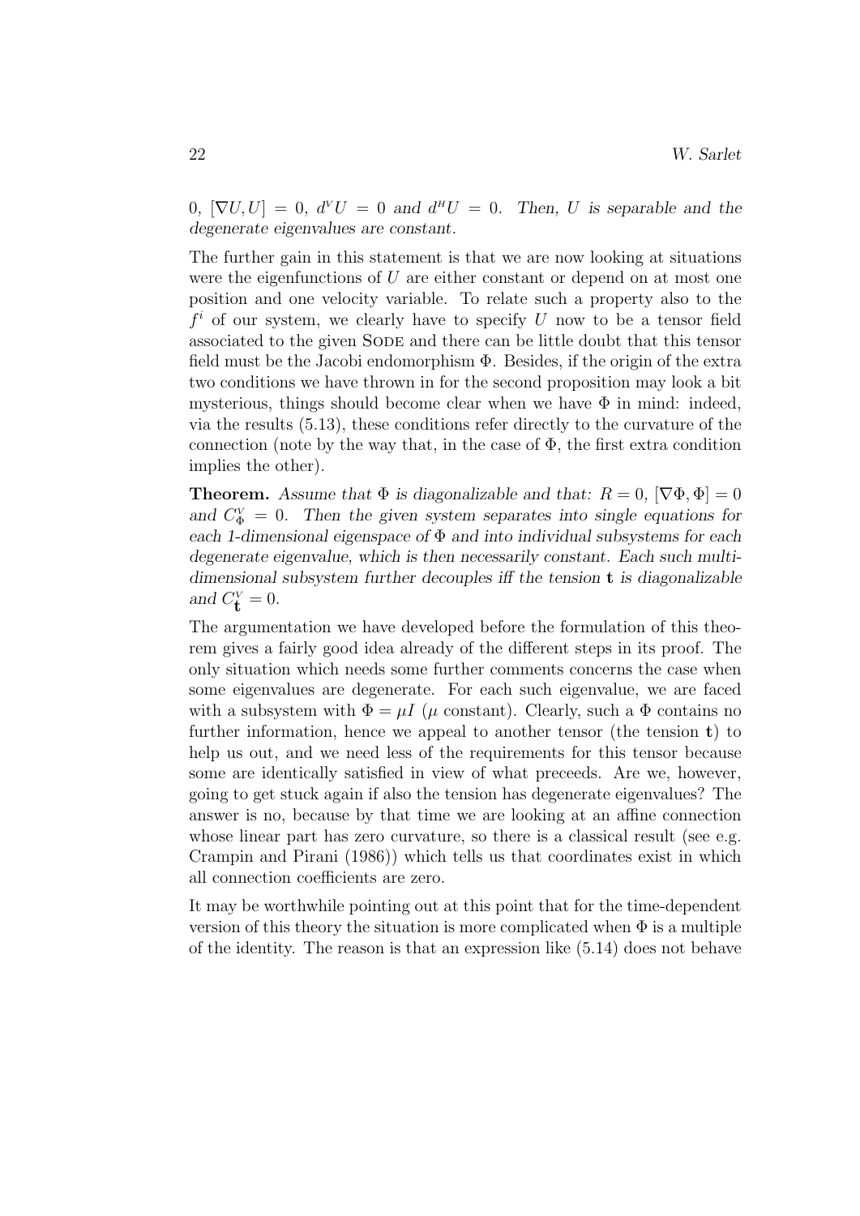*0, $[\nabla U, U] = 0$, $d^{V}U = 0$ and $d^{H}U = 0$. Then, $U$ is separable and the degenerate eigenvalues are constant.*

The further gain in this statement is that we are now looking at situations were the eigenfunctions of $U$ are either constant or depend on at most one position and one velocity variable. To relate such a property also to the $f^i$ of our system, we clearly have to specify $U$ now to be a tensor field associated to the given SODE and there can be little doubt that this tensor field must be the Jacobi endomorphism $\Phi$. Besides, if the origin of the extra two conditions we have thrown in for the second proposition may look a bit mysterious, things should become clear when we have $\Phi$ in mind: indeed, via the results (5.13), these conditions refer directly to the curvature of the connection (note by the way that, in the case of $\Phi$, the first extra condition implies the other).

**Theorem.** *Assume that $\Phi$ is diagonalizable and that: $R = 0$, $[\nabla\Phi, \Phi] = 0$ and $C^{V}_{\Phi} = 0$. Then the given system separates into single equations for each 1-dimensional eigenspace of $\Phi$ and into individual subsystems for each degenerate eigenvalue, which is then necessarily constant. Each such multi-dimensional subsystem further decouples iff the tension $\mathbf{t}$ is diagonalizable and $C^{V}_{\mathbf{t}} = 0$.*

The argumentation we have developed before the formulation of this theorem gives a fairly good idea already of the different steps in its proof. The only situation which needs some further comments concerns the case when some eigenvalues are degenerate. For each such eigenvalue, we are faced with a subsystem with $\Phi = \mu I$ ($\mu$ constant). Clearly, such a $\Phi$ contains no further information, hence we appeal to another tensor (the tension $\mathbf{t}$) to help us out, and we need less of the requirements for this tensor because some are identically satisfied in view of what preceeds. Are we, however, going to get stuck again if also the tension has degenerate eigenvalues? The answer is no, because by that time we are looking at an affine connection whose linear part has zero curvature, so there is a classical result (see e.g. Crampin and Pirani (1986)) which tells us that coordinates exist in which all connection coefficients are zero.

It may be worthwhile pointing out at this point that for the time-dependent version of this theory the situation is more complicated when $\Phi$ is a multiple of the identity. The reason is that an expression like (5.14) does not behave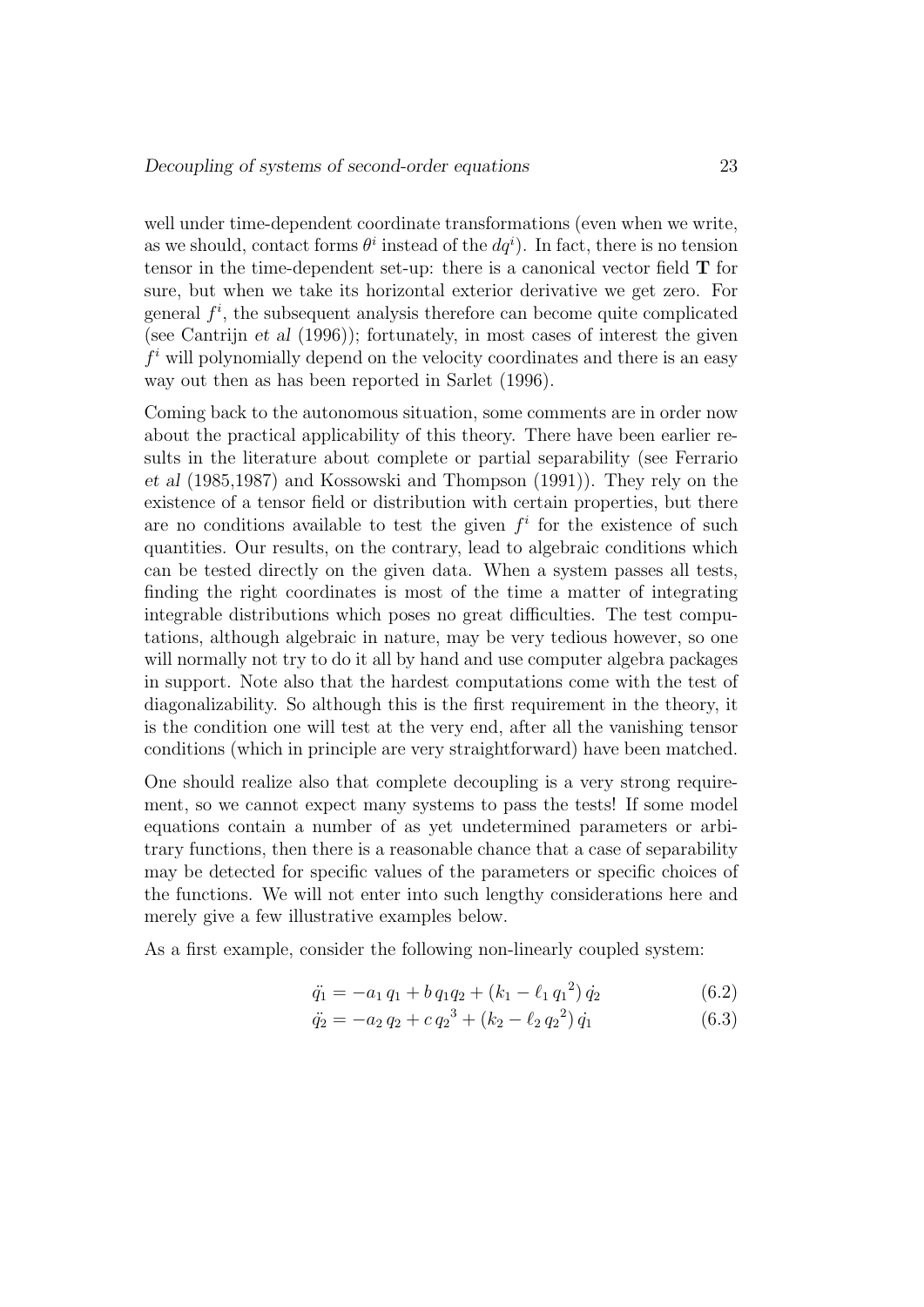well under time-dependent coordinate transformations (even when we write, as we should, contact forms $\theta^i$ instead of the $dq^i$). In fact, there is no tension tensor in the time-dependent set-up: there is a canonical vector field $\mathbf{T}$ for sure, but when we take its horizontal exterior derivative we get zero. For general $f^i$, the subsequent analysis therefore can become quite complicated (see Cantrijn *et al* (1996)); fortunately, in most cases of interest the given $f^i$ will polynomially depend on the velocity coordinates and there is an easy way out then as has been reported in Sarlet (1996).

Coming back to the autonomous situation, some comments are in order now about the practical applicability of this theory. There have been earlier results in the literature about complete or partial separability (see Ferrario *et al* (1985,1987) and Kossowski and Thompson (1991)). They rely on the existence of a tensor field or distribution with certain properties, but there are no conditions available to test the given $f^i$ for the existence of such quantities. Our results, on the contrary, lead to algebraic conditions which can be tested directly on the given data. When a system passes all tests, finding the right coordinates is most of the time a matter of integrating integrable distributions which poses no great difficulties. The test computations, although algebraic in nature, may be very tedious however, so one will normally not try to do it all by hand and use computer algebra packages in support. Note also that the hardest computations come with the test of diagonalizability. So although this is the first requirement in the theory, it is the condition one will test at the very end, after all the vanishing tensor conditions (which in principle are very straightforward) have been matched.

One should realize also that complete decoupling is a very strong requirement, so we cannot expect many systems to pass the tests! If some model equations contain a number of as yet undetermined parameters or arbitrary functions, then there is a reasonable chance that a case of separability may be detected for specific values of the parameters or specific choices of the functions. We will not enter into such lengthy considerations here and merely give a few illustrative examples below.

As a first example, consider the following non-linearly coupled system:

$$\ddot{q_1} = -a_1\, q_1 + b\, q_1 q_2 + (k_1 - \ell_1\, {q_1}^2)\, \dot{q_2} \tag{6.2}$$

$$\ddot{q_2} = -a_2\, q_2 + c\, {q_2}^3 + (k_2 - \ell_2\, {q_2}^2)\, \dot{q_1} \tag{6.3}$$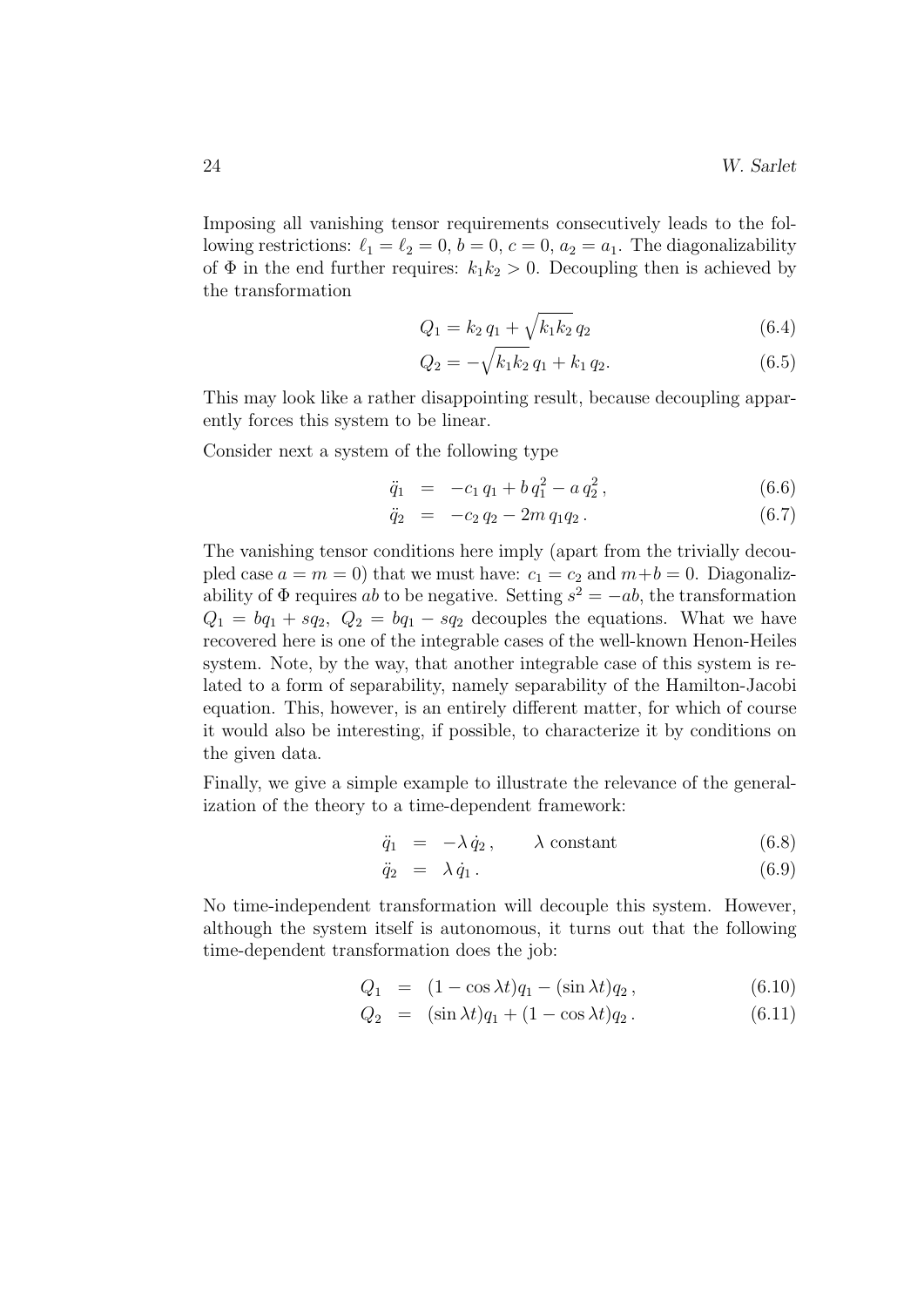Imposing all vanishing tensor requirements consecutively leads to the following restrictions: $\ell_1 = \ell_2 = 0$, $b = 0$, $c = 0$, $a_2 = a_1$. The diagonalizability of $\Phi$ in the end further requires: $k_1 k_2 > 0$. Decoupling then is achieved by the transformation

$$Q_1 = k_2\, q_1 + \sqrt{k_1 k_2}\, q_2 \tag{6.4}$$

$$Q_2 = -\sqrt{k_1 k_2}\, q_1 + k_1\, q_2. \tag{6.5}$$

This may look like a rather disappointing result, because decoupling apparently forces this system to be linear.

Consider next a system of the following type

$$\ddot{q}_1 \;=\; -c_1\, q_1 + b\, q_1^2 - a\, q_2^2\,, \tag{6.6}$$

$$\ddot{q}_2 \;=\; -c_2\, q_2 - 2m\, q_1 q_2\,. \tag{6.7}$$

The vanishing tensor conditions here imply (apart from the trivially decoupled case $a = m = 0$) that we must have: $c_1 = c_2$ and $m + b = 0$. Diagonalizability of $\Phi$ requires $ab$ to be negative. Setting $s^2 = -ab$, the transformation $Q_1 = bq_1 + sq_2$, $Q_2 = bq_1 - sq_2$ decouples the equations. What we have recovered here is one of the integrable cases of the well-known Henon-Heiles system. Note, by the way, that another integrable case of this system is related to a form of separability, namely separability of the Hamilton-Jacobi equation. This, however, is an entirely different matter, for which of course it would also be interesting, if possible, to characterize it by conditions on the given data.

Finally, we give a simple example to illustrate the relevance of the generalization of the theory to a time-dependent framework:

$$\ddot{q}_1 \;=\; -\lambda\, \dot{q}_2\,, \qquad \lambda \text{ constant} \tag{6.8}$$

$$\ddot{q}_2 \;=\; \lambda\, \dot{q}_1\,. \tag{6.9}$$

No time-independent transformation will decouple this system. However, although the system itself is autonomous, it turns out that the following time-dependent transformation does the job:

$$Q_1 \;=\; (1 - \cos \lambda t) q_1 - (\sin \lambda t) q_2\,, \tag{6.10}$$

$$Q_2 \;=\; (\sin \lambda t) q_1 + (1 - \cos \lambda t) q_2\,. \tag{6.11}$$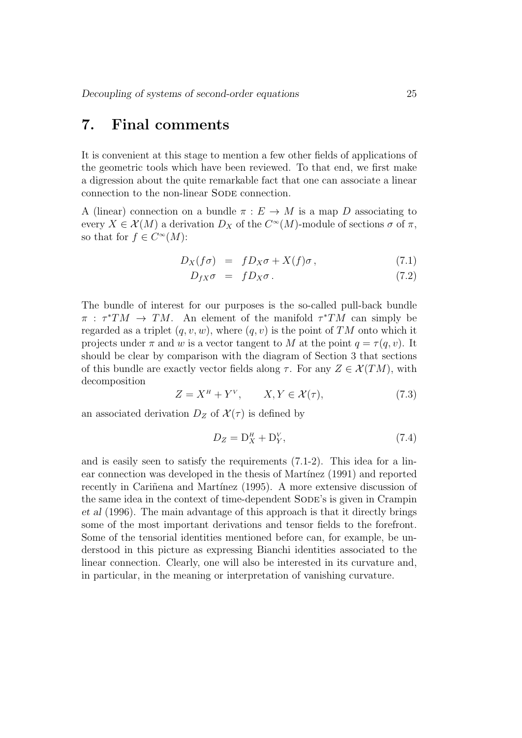## 7. Final comments

It is convenient at this stage to mention a few other fields of applications of the geometric tools which have been reviewed. To that end, we first make a digression about the quite remarkable fact that one can associate a linear connection to the non-linear SODE connection.

A (linear) connection on a bundle $\pi : E \to M$ is a map $D$ associating to every $X \in \mathcal{X}(M)$ a derivation $D_X$ of the $C^\infty(M)$-module of sections $\sigma$ of $\pi$, so that for $f \in C^\infty(M)$:

$$D_X(f\sigma) = fD_X\sigma + X(f)\sigma\,, \tag{7.1}$$

$$D_{fX}\sigma = fD_X\sigma\,. \tag{7.2}$$

The bundle of interest for our purposes is the so-called pull-back bundle $\pi : \tau^*TM \to TM$. An element of the manifold $\tau^*TM$ can simply be regarded as a triplet $(q, v, w)$, where $(q, v)$ is the point of $TM$ onto which it projects under $\pi$ and $w$ is a vector tangent to $M$ at the point $q = \tau(q, v)$. It should be clear by comparison with the diagram of Section 3 that sections of this bundle are exactly vector fields along $\tau$. For any $Z \in \mathcal{X}(TM)$, with decomposition

$$Z = X^{H} + Y^{V}, \qquad X, Y \in \mathcal{X}(\tau), \tag{7.3}$$

an associated derivation $D_Z$ of $\mathcal{X}(\tau)$ is defined by

$$D_Z = \mathrm{D}^{H}_X + \mathrm{D}^{V}_Y, \tag{7.4}$$

and is easily seen to satisfy the requirements (7.1-2). This idea for a linear connection was developed in the thesis of Martínez (1991) and reported recently in Cariñena and Martínez (1995). A more extensive discussion of the same idea in the context of time-dependent SODE's is given in Crampin *et al* (1996). The main advantage of this approach is that it directly brings some of the most important derivations and tensor fields to the forefront. Some of the tensorial identities mentioned before can, for example, be understood in this picture as expressing Bianchi identities associated to the linear connection. Clearly, one will also be interested in its curvature and, in particular, in the meaning or interpretation of vanishing curvature.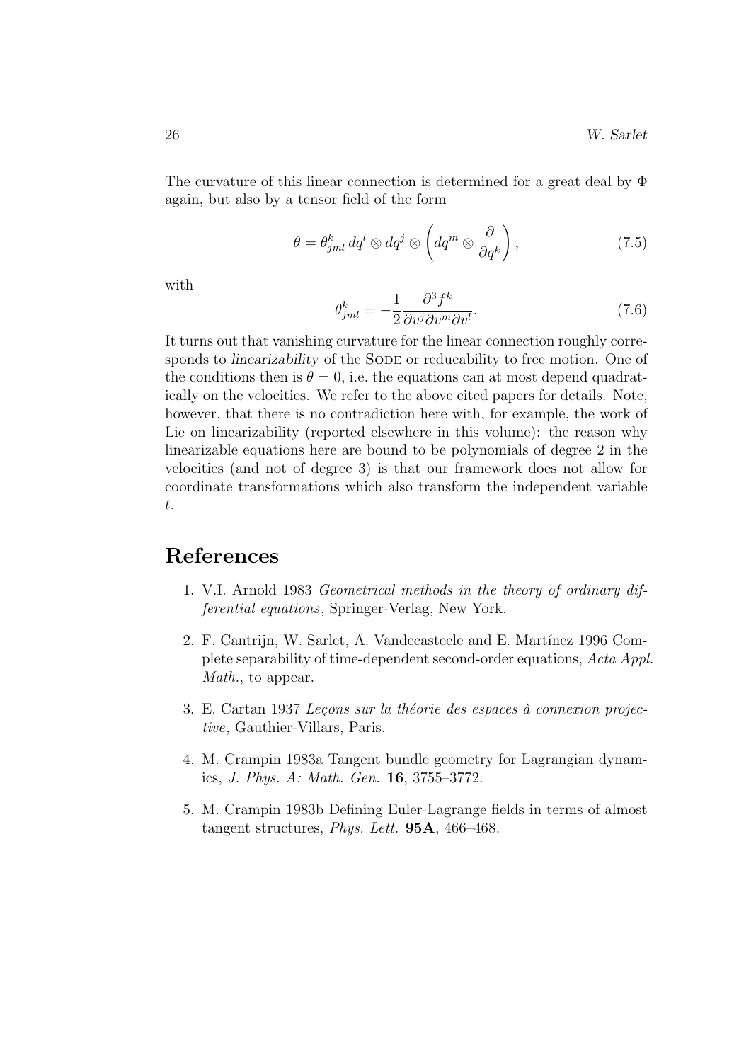The curvature of this linear connection is determined for a great deal by $\Phi$ again, but also by a tensor field of the form

$$\theta = \theta^k_{jml}\, dq^l \otimes dq^j \otimes \left( dq^m \otimes \frac{\partial}{\partial q^k} \right), \tag{7.5}$$

with

$$\theta^k_{jml} = -\frac{1}{2} \frac{\partial^3 f^k}{\partial v^j \partial v^m \partial v^l}. \tag{7.6}$$

It turns out that vanishing curvature for the linear connection roughly corresponds to *linearizability* of the SODE or reducability to free motion. One of the conditions then is $\theta = 0$, i.e. the equations can at most depend quadratically on the velocities. We refer to the above cited papers for details. Note, however, that there is no contradiction here with, for example, the work of Lie on linearizability (reported elsewhere in this volume): the reason why linearizable equations here are bound to be polynomials of degree 2 in the velocities (and not of degree 3) is that our framework does not allow for coordinate transformations which also transform the independent variable $t$.

# References

1. V.I. Arnold 1983 *Geometrical methods in the theory of ordinary differential equations*, Springer-Verlag, New York.
2. F. Cantrijn, W. Sarlet, A. Vandecasteele and E. Martínez 1996 Complete separability of time-dependent second-order equations, *Acta Appl. Math.*, to appear.
3. E. Cartan 1937 *Leçons sur la théorie des espaces à connexion projective*, Gauthier-Villars, Paris.
4. M. Crampin 1983a Tangent bundle geometry for Lagrangian dynamics, *J. Phys. A: Math. Gen.* **16**, 3755–3772.
5. M. Crampin 1983b Defining Euler-Lagrange fields in terms of almost tangent structures, *Phys. Lett.* **95A**, 466–468.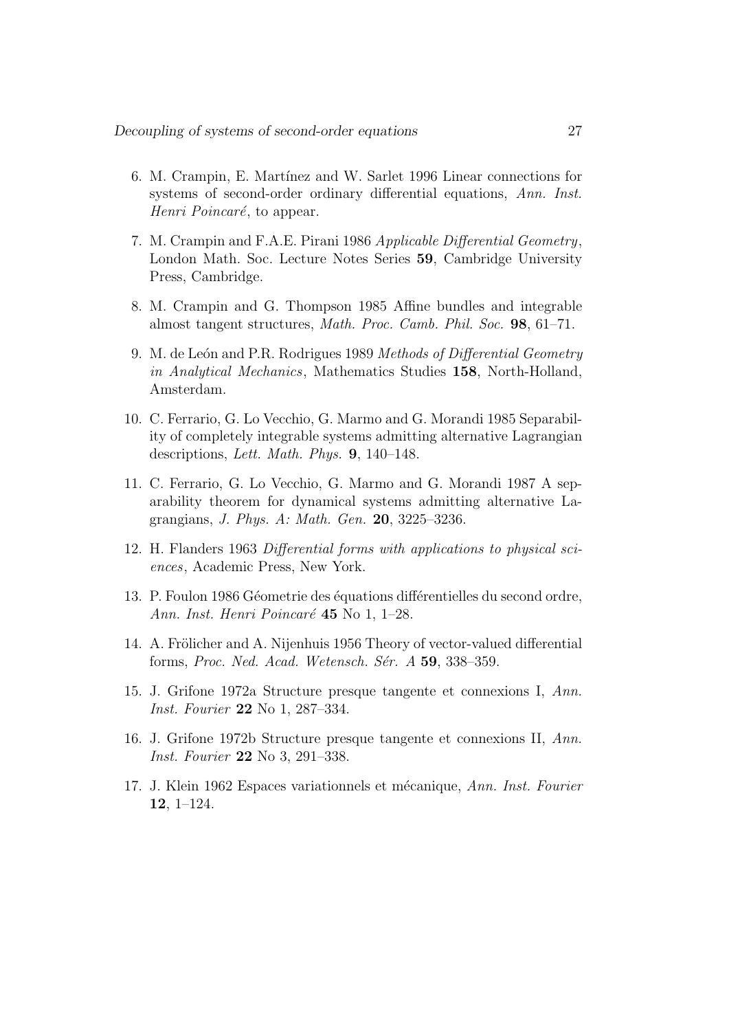6. M. Crampin, E. Martínez and W. Sarlet 1996 Linear connections for systems of second-order ordinary differential equations, *Ann. Inst. Henri Poincaré*, to appear.

7. M. Crampin and F.A.E. Pirani 1986 *Applicable Differential Geometry*, London Math. Soc. Lecture Notes Series **59**, Cambridge University Press, Cambridge.

8. M. Crampin and G. Thompson 1985 Affine bundles and integrable almost tangent structures, *Math. Proc. Camb. Phil. Soc.* **98**, 61–71.

9. M. de León and P.R. Rodrigues 1989 *Methods of Differential Geometry in Analytical Mechanics*, Mathematics Studies **158**, North-Holland, Amsterdam.

10. C. Ferrario, G. Lo Vecchio, G. Marmo and G. Morandi 1985 Separability of completely integrable systems admitting alternative Lagrangian descriptions, *Lett. Math. Phys.* **9**, 140–148.

11. C. Ferrario, G. Lo Vecchio, G. Marmo and G. Morandi 1987 A separability theorem for dynamical systems admitting alternative Lagrangians, *J. Phys. A: Math. Gen.* **20**, 3225–3236.

12. H. Flanders 1963 *Differential forms with applications to physical sciences*, Academic Press, New York.

13. P. Foulon 1986 Géometrie des équations différentielles du second ordre, *Ann. Inst. Henri Poincaré* **45** No 1, 1–28.

14. A. Frölicher and A. Nijenhuis 1956 Theory of vector-valued differential forms, *Proc. Ned. Acad. Wetensch. Sér. A* **59**, 338–359.

15. J. Grifone 1972a Structure presque tangente et connexions I, *Ann. Inst. Fourier* **22** No 1, 287–334.

16. J. Grifone 1972b Structure presque tangente et connexions II, *Ann. Inst. Fourier* **22** No 3, 291–338.

17. J. Klein 1962 Espaces variationnels et mécanique, *Ann. Inst. Fourier* **12**, 1–124.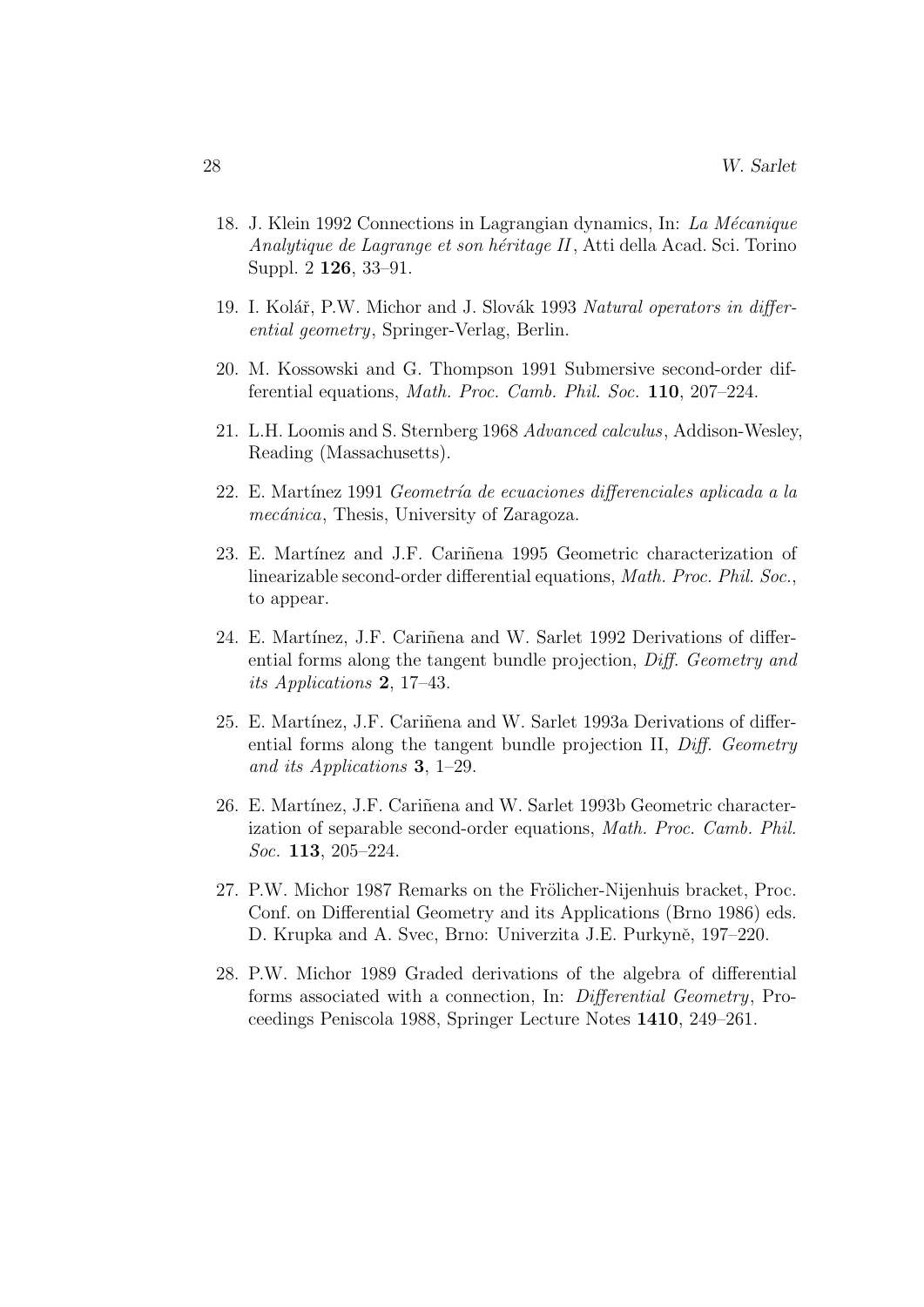18. J. Klein 1992 Connections in Lagrangian dynamics, In: *La Mécanique Analytique de Lagrange et son héritage II*, Atti della Acad. Sci. Torino Suppl. 2 **126**, 33–91.

19. I. Kolář, P.W. Michor and J. Slovák 1993 *Natural operators in differential geometry*, Springer-Verlag, Berlin.

20. M. Kossowski and G. Thompson 1991 Submersive second-order differential equations, *Math. Proc. Camb. Phil. Soc.* **110**, 207–224.

21. L.H. Loomis and S. Sternberg 1968 *Advanced calculus*, Addison-Wesley, Reading (Massachusetts).

22. E. Martínez 1991 *Geometría de ecuaciones differenciales aplicada a la mecánica*, Thesis, University of Zaragoza.

23. E. Martínez and J.F. Cariñena 1995 Geometric characterization of linearizable second-order differential equations, *Math. Proc. Phil. Soc.*, to appear.

24. E. Martínez, J.F. Cariñena and W. Sarlet 1992 Derivations of differential forms along the tangent bundle projection, *Diff. Geometry and its Applications* **2**, 17–43.

25. E. Martínez, J.F. Cariñena and W. Sarlet 1993a Derivations of differential forms along the tangent bundle projection II, *Diff. Geometry and its Applications* **3**, 1–29.

26. E. Martínez, J.F. Cariñena and W. Sarlet 1993b Geometric characterization of separable second-order equations, *Math. Proc. Camb. Phil. Soc.* **113**, 205–224.

27. P.W. Michor 1987 Remarks on the Frölicher-Nijenhuis bracket, Proc. Conf. on Differential Geometry and its Applications (Brno 1986) eds. D. Krupka and A. Svec, Brno: Univerzita J.E. Purkyně, 197–220.

28. P.W. Michor 1989 Graded derivations of the algebra of differential forms associated with a connection, In: *Differential Geometry*, Proceedings Peniscola 1988, Springer Lecture Notes **1410**, 249–261.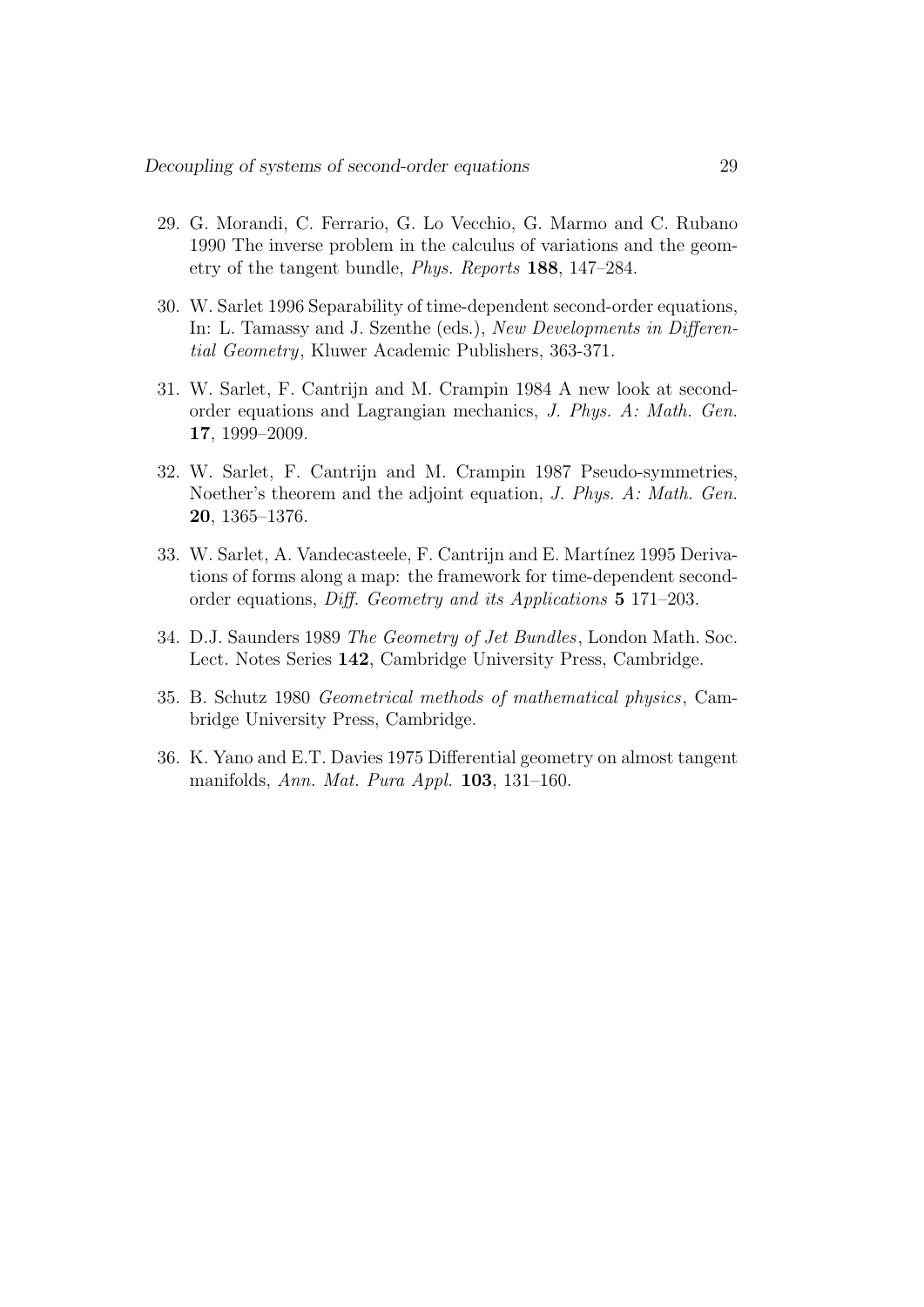29. G. Morandi, C. Ferrario, G. Lo Vecchio, G. Marmo and C. Rubano 1990 The inverse problem in the calculus of variations and the geometry of the tangent bundle, *Phys. Reports* **188**, 147–284.

30. W. Sarlet 1996 Separability of time-dependent second-order equations, In: L. Tamassy and J. Szenthe (eds.), *New Developments in Differential Geometry*, Kluwer Academic Publishers, 363-371.

31. W. Sarlet, F. Cantrijn and M. Crampin 1984 A new look at second-order equations and Lagrangian mechanics, *J. Phys. A: Math. Gen.* **17**, 1999–2009.

32. W. Sarlet, F. Cantrijn and M. Crampin 1987 Pseudo-symmetries, Noether's theorem and the adjoint equation, *J. Phys. A: Math. Gen.* **20**, 1365–1376.

33. W. Sarlet, A. Vandecasteele, F. Cantrijn and E. Martínez 1995 Derivations of forms along a map: the framework for time-dependent second-order equations, *Diff. Geometry and its Applications* **5** 171–203.

34. D.J. Saunders 1989 *The Geometry of Jet Bundles*, London Math. Soc. Lect. Notes Series **142**, Cambridge University Press, Cambridge.

35. B. Schutz 1980 *Geometrical methods of mathematical physics*, Cambridge University Press, Cambridge.

36. K. Yano and E.T. Davies 1975 Differential geometry on almost tangent manifolds, *Ann. Mat. Pura Appl.* **103**, 131–160.